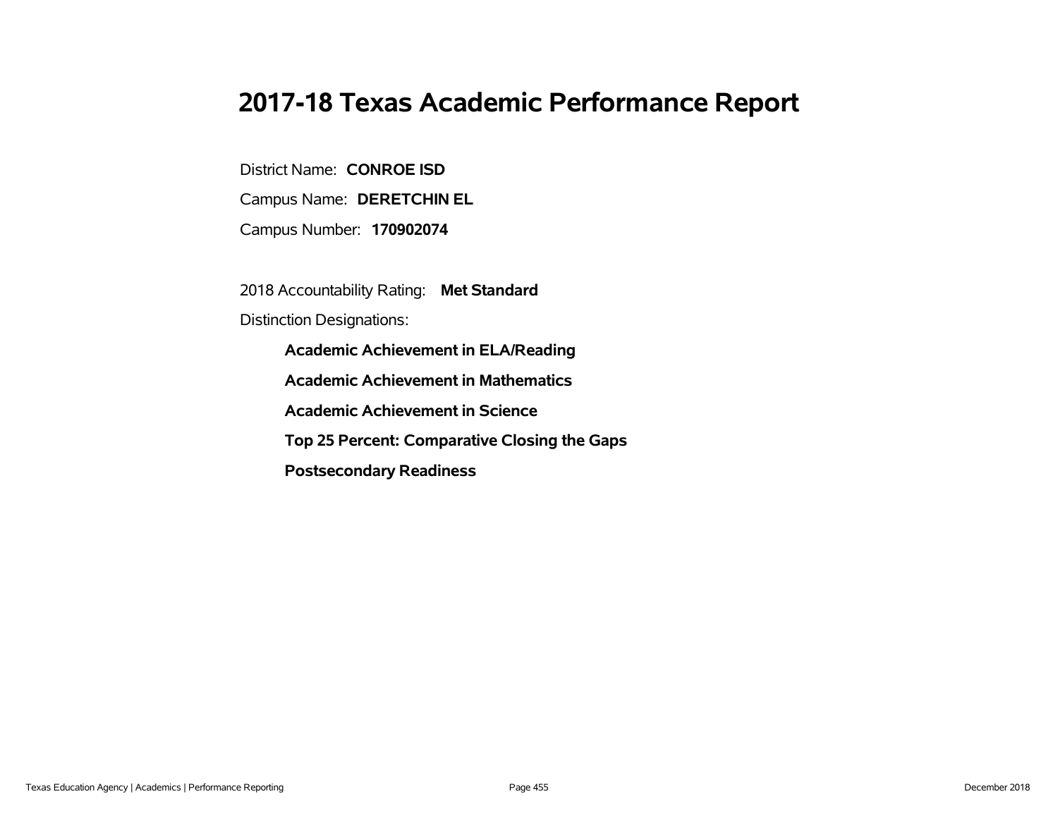# 2017-18 Texas Academic Performance Report

District Name: **CONROE ISD**

Campus Name: **DERETCHIN EL**

Campus Number: **170902074**

2018 Accountability Rating: **Met Standard**

Distinction Designations:

- **Academic Achievement in ELA/Reading**
- **Academic Achievement in Mathematics**
- **Academic Achievement in Science**
- **Top 25 Percent: Comparative Closing the Gaps**
- **Postsecondary Readiness**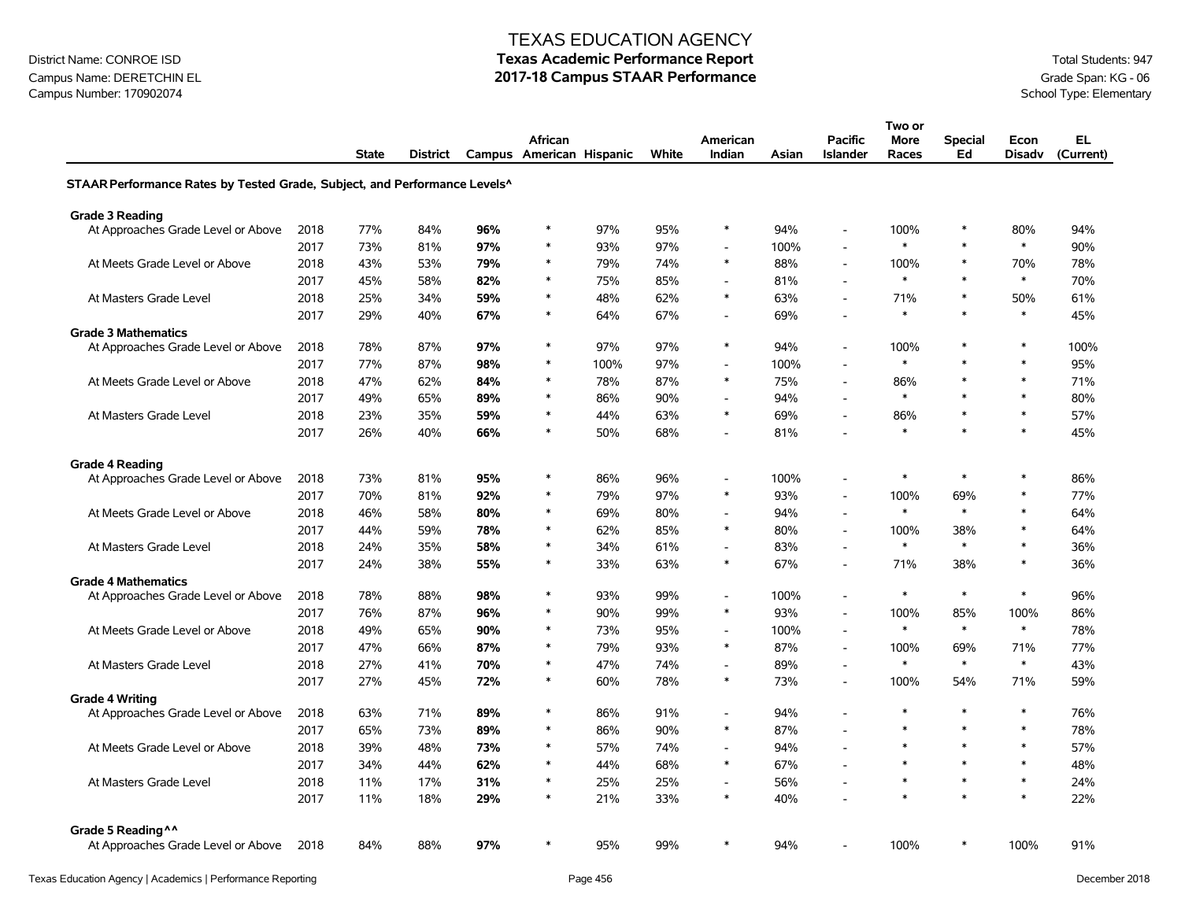# TEXAS EDUCATION AGENCY
## Texas Academic Performance Report
## 2017-18 Campus STAAR Performance

District Name: CONROE ISD
Campus Name: DERETCHIN EL
Campus Number: 170902074

Total Students: 947
Grade Span: KG - 06
School Type: Elementary

| | | State | District | Campus | African American | Hispanic | White | American Indian | Asian | Pacific Islander | Two or More Races | Special Ed | Econ Disadv | EL (Current) |
|---|---|---|---|---|---|---|---|---|---|---|---|---|---|---|
| **STAAR Performance Rates by Tested Grade, Subject, and Performance Levels^** | | | | | | | | | | | | | | |
| **Grade 3 Reading** | | | | | | | | | | | | | | |
| At Approaches Grade Level or Above | 2018 | 77% | 84% | **96%** | * | 97% | 95% | * | 94% | - | 100% | * | 80% | 94% |
| | 2017 | 73% | 81% | **97%** | * | 93% | 97% | - | 100% | - | * | * | * | 90% |
| At Meets Grade Level or Above | 2018 | 43% | 53% | **79%** | * | 79% | 74% | * | 88% | - | 100% | * | 70% | 78% |
| | 2017 | 45% | 58% | **82%** | * | 75% | 85% | - | 81% | - | * | * | * | 70% |
| At Masters Grade Level | 2018 | 25% | 34% | **59%** | * | 48% | 62% | * | 63% | - | 71% | * | 50% | 61% |
| | 2017 | 29% | 40% | **67%** | * | 64% | 67% | - | 69% | - | * | * | * | 45% |
| **Grade 3 Mathematics** | | | | | | | | | | | | | | |
| At Approaches Grade Level or Above | 2018 | 78% | 87% | **97%** | * | 97% | 97% | * | 94% | - | 100% | * | * | 100% |
| | 2017 | 77% | 87% | **98%** | * | 100% | 97% | - | 100% | - | * | * | * | 95% |
| At Meets Grade Level or Above | 2018 | 47% | 62% | **84%** | * | 78% | 87% | * | 75% | - | 86% | * | * | 71% |
| | 2017 | 49% | 65% | **89%** | * | 86% | 90% | - | 94% | - | * | * | * | 80% |
| At Masters Grade Level | 2018 | 23% | 35% | **59%** | * | 44% | 63% | * | 69% | - | 86% | * | * | 57% |
| | 2017 | 26% | 40% | **66%** | * | 50% | 68% | - | 81% | - | * | * | * | 45% |
| **Grade 4 Reading** | | | | | | | | | | | | | | |
| At Approaches Grade Level or Above | 2018 | 73% | 81% | **95%** | * | 86% | 96% | - | 100% | - | * | * | * | 86% |
| | 2017 | 70% | 81% | **92%** | * | 79% | 97% | * | 93% | - | 100% | 69% | * | 77% |
| At Meets Grade Level or Above | 2018 | 46% | 58% | **80%** | * | 69% | 80% | - | 94% | - | * | * | * | 64% |
| | 2017 | 44% | 59% | **78%** | * | 62% | 85% | * | 80% | - | 100% | 38% | * | 64% |
| At Masters Grade Level | 2018 | 24% | 35% | **58%** | * | 34% | 61% | - | 83% | - | * | * | * | 36% |
| | 2017 | 24% | 38% | **55%** | * | 33% | 63% | * | 67% | - | 71% | 38% | * | 36% |
| **Grade 4 Mathematics** | | | | | | | | | | | | | | |
| At Approaches Grade Level or Above | 2018 | 78% | 88% | **98%** | * | 93% | 99% | - | 100% | - | * | * | * | 96% |
| | 2017 | 76% | 87% | **96%** | * | 90% | 99% | * | 93% | - | 100% | 85% | 100% | 86% |
| At Meets Grade Level or Above | 2018 | 49% | 65% | **90%** | * | 73% | 95% | - | 100% | - | * | * | * | 78% |
| | 2017 | 47% | 66% | **87%** | * | 79% | 93% | * | 87% | - | 100% | 69% | 71% | 77% |
| At Masters Grade Level | 2018 | 27% | 41% | **70%** | * | 47% | 74% | - | 89% | - | * | * | * | 43% |
| | 2017 | 27% | 45% | **72%** | * | 60% | 78% | * | 73% | - | 100% | 54% | 71% | 59% |
| **Grade 4 Writing** | | | | | | | | | | | | | | |
| At Approaches Grade Level or Above | 2018 | 63% | 71% | **89%** | * | 86% | 91% | - | 94% | - | * | * | * | 76% |
| | 2017 | 65% | 73% | **89%** | * | 86% | 90% | * | 87% | - | * | * | * | 78% |
| At Meets Grade Level or Above | 2018 | 39% | 48% | **73%** | * | 57% | 74% | - | 94% | - | * | * | * | 57% |
| | 2017 | 34% | 44% | **62%** | * | 44% | 68% | * | 67% | - | * | * | * | 48% |
| At Masters Grade Level | 2018 | 11% | 17% | **31%** | * | 25% | 25% | - | 56% | - | * | * | * | 24% |
| | 2017 | 11% | 18% | **29%** | * | 21% | 33% | * | 40% | - | * | * | * | 22% |
| **Grade 5 Reading^^** | | | | | | | | | | | | | | |
| At Approaches Grade Level or Above | 2018 | 84% | 88% | **97%** | * | 95% | 99% | * | 94% | - | 100% | * | 100% | 91% |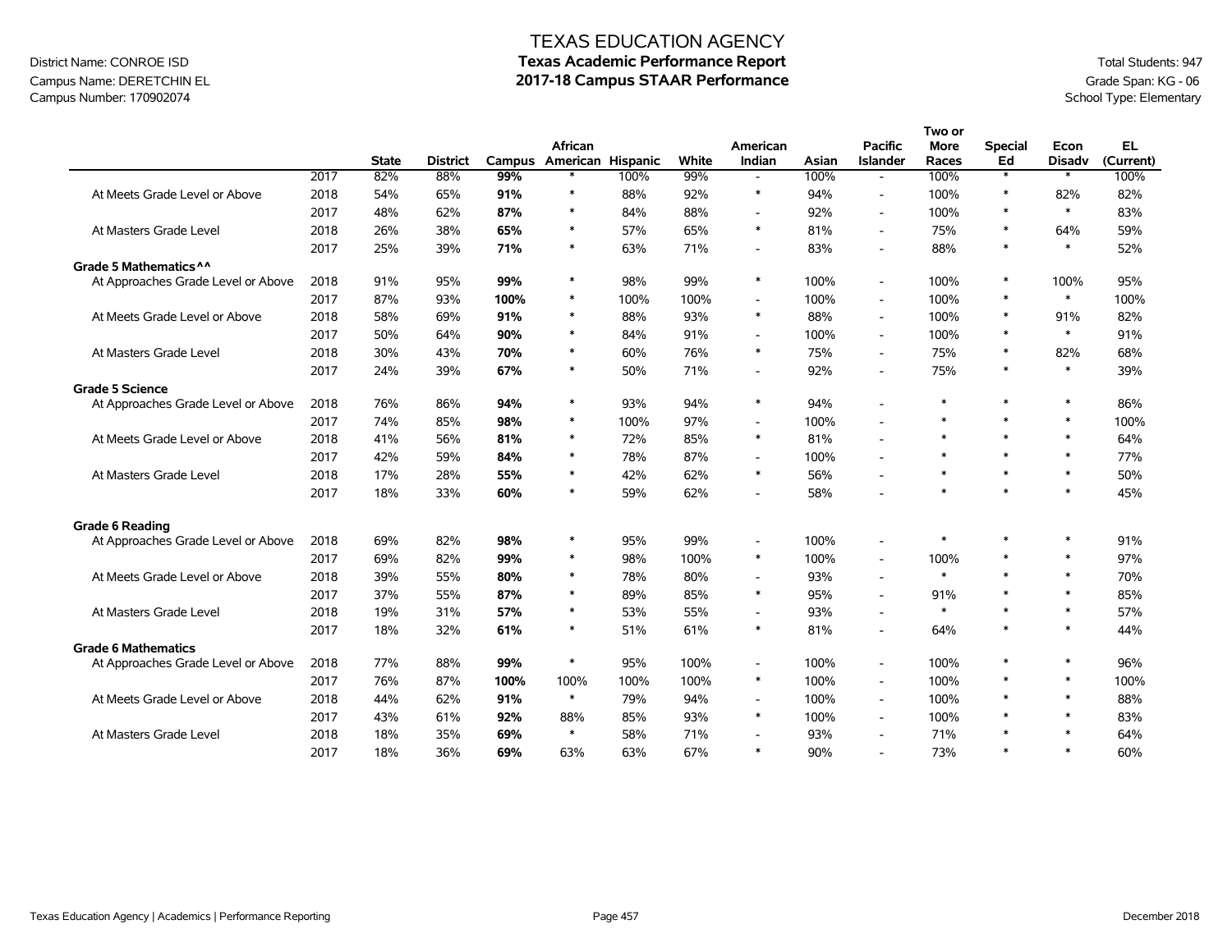# TEXAS EDUCATION AGENCY
## Texas Academic Performance Report
## 2017-18 Campus STAAR Performance

District Name: CONROE ISD
Campus Name: DERETCHIN EL
Campus Number: 170902074

Total Students: 947
Grade Span: KG - 06
School Type: Elementary

| | | State | District | Campus | African American | Hispanic | White | American Indian | Asian | Pacific Islander | Two or More Races | Special Ed | Econ Disadv | EL (Current) |
|---|---|---|---|---|---|---|---|---|---|---|---|---|---|---|
| | 2017 | 82% | 88% | **99%** | * | 100% | 99% | - | 100% | - | 100% | * | * | 100% |
| At Meets Grade Level or Above | 2018 | 54% | 65% | **91%** | * | 88% | 92% | * | 94% | - | 100% | * | 82% | 82% |
| | 2017 | 48% | 62% | **87%** | * | 84% | 88% | - | 92% | - | 100% | * | * | 83% |
| At Masters Grade Level | 2018 | 26% | 38% | **65%** | * | 57% | 65% | * | 81% | - | 75% | * | 64% | 59% |
| | 2017 | 25% | 39% | **71%** | * | 63% | 71% | - | 83% | - | 88% | * | * | 52% |
| **Grade 5 Mathematics^^** | | | | | | | | | | | | | | |
| At Approaches Grade Level or Above | 2018 | 91% | 95% | **99%** | * | 98% | 99% | * | 100% | - | 100% | * | 100% | 95% |
| | 2017 | 87% | 93% | **100%** | * | 100% | 100% | - | 100% | - | 100% | * | * | 100% |
| At Meets Grade Level or Above | 2018 | 58% | 69% | **91%** | * | 88% | 93% | * | 88% | - | 100% | * | 91% | 82% |
| | 2017 | 50% | 64% | **90%** | * | 84% | 91% | - | 100% | - | 100% | * | * | 91% |
| At Masters Grade Level | 2018 | 30% | 43% | **70%** | * | 60% | 76% | * | 75% | - | 75% | * | 82% | 68% |
| | 2017 | 24% | 39% | **67%** | * | 50% | 71% | - | 92% | - | 75% | * | * | 39% |
| **Grade 5 Science** | | | | | | | | | | | | | | |
| At Approaches Grade Level or Above | 2018 | 76% | 86% | **94%** | * | 93% | 94% | * | 94% | - | * | * | * | 86% |
| | 2017 | 74% | 85% | **98%** | * | 100% | 97% | - | 100% | - | * | * | * | 100% |
| At Meets Grade Level or Above | 2018 | 41% | 56% | **81%** | * | 72% | 85% | * | 81% | - | * | * | * | 64% |
| | 2017 | 42% | 59% | **84%** | * | 78% | 87% | - | 100% | - | * | * | * | 77% |
| At Masters Grade Level | 2018 | 17% | 28% | **55%** | * | 42% | 62% | * | 56% | - | * | * | * | 50% |
| | 2017 | 18% | 33% | **60%** | * | 59% | 62% | - | 58% | - | * | * | * | 45% |
| **Grade 6 Reading** | | | | | | | | | | | | | | |
| At Approaches Grade Level or Above | 2018 | 69% | 82% | **98%** | * | 95% | 99% | - | 100% | - | * | * | * | 91% |
| | 2017 | 69% | 82% | **99%** | * | 98% | 100% | * | 100% | - | 100% | * | * | 97% |
| At Meets Grade Level or Above | 2018 | 39% | 55% | **80%** | * | 78% | 80% | - | 93% | - | * | * | * | 70% |
| | 2017 | 37% | 55% | **87%** | * | 89% | 85% | * | 95% | - | 91% | * | * | 85% |
| At Masters Grade Level | 2018 | 19% | 31% | **57%** | * | 53% | 55% | - | 93% | - | * | * | * | 57% |
| | 2017 | 18% | 32% | **61%** | * | 51% | 61% | * | 81% | - | 64% | * | * | 44% |
| **Grade 6 Mathematics** | | | | | | | | | | | | | | |
| At Approaches Grade Level or Above | 2018 | 77% | 88% | **99%** | * | 95% | 100% | - | 100% | - | 100% | * | * | 96% |
| | 2017 | 76% | 87% | **100%** | 100% | 100% | 100% | * | 100% | - | 100% | * | * | 100% |
| At Meets Grade Level or Above | 2018 | 44% | 62% | **91%** | * | 79% | 94% | - | 100% | - | 100% | * | * | 88% |
| | 2017 | 43% | 61% | **92%** | 88% | 85% | 93% | * | 100% | - | 100% | * | * | 83% |
| At Masters Grade Level | 2018 | 18% | 35% | **69%** | * | 58% | 71% | - | 93% | - | 71% | * | * | 64% |
| | 2017 | 18% | 36% | **69%** | 63% | 63% | 67% | * | 90% | - | 73% | * | * | 60% |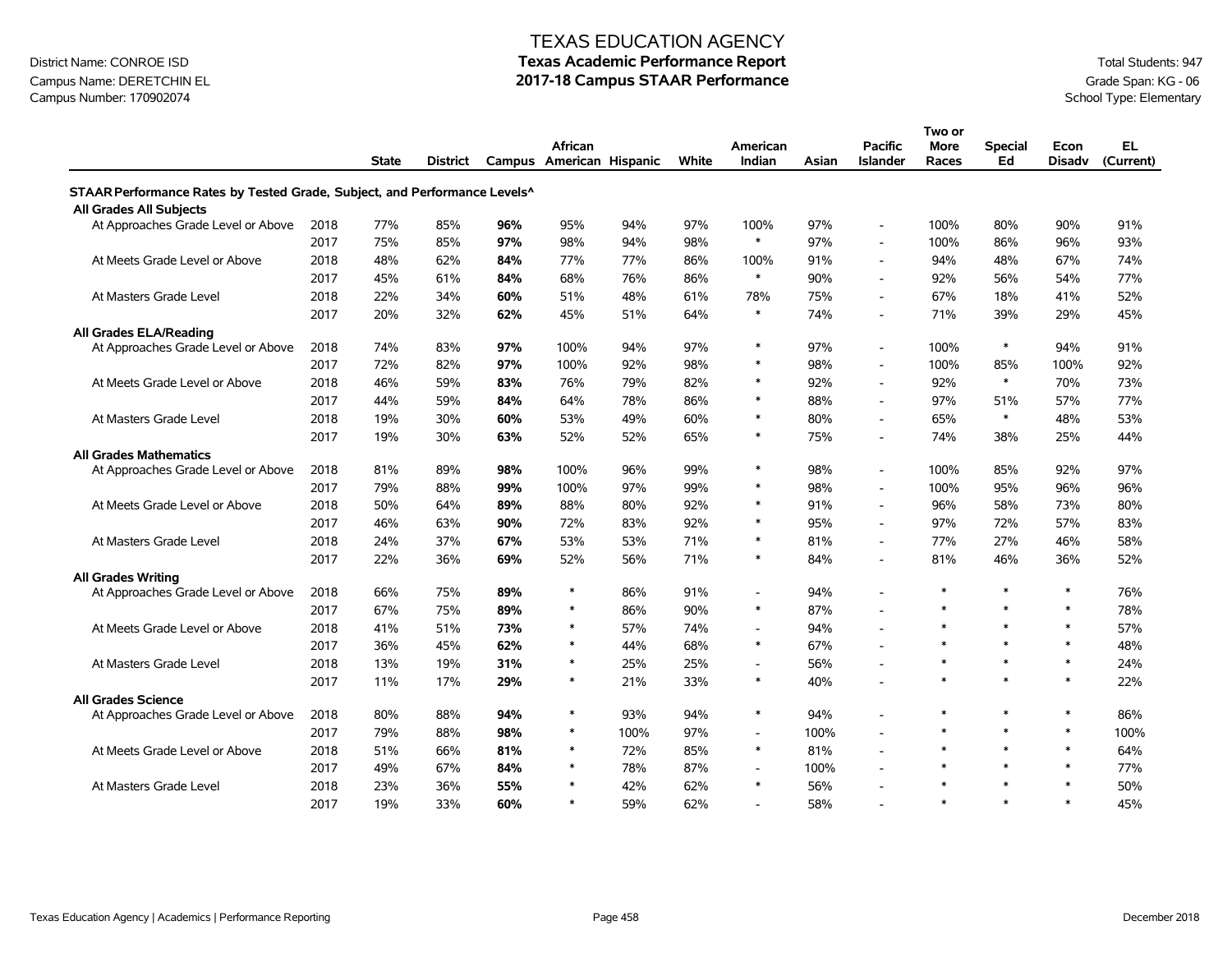District Name: CONROE ISD
Campus Name: DERETCHIN EL
Campus Number: 170902074

# TEXAS EDUCATION AGENCY
## Texas Academic Performance Report
## 2017-18 Campus STAAR Performance

Total Students: 947
Grade Span: KG - 06
School Type: Elementary

| | | State | District | Campus | African American | Hispanic | White | American Indian | Asian | Pacific Islander | Two or More Races | Special Ed | Econ Disadv | EL (Current) |
|---|---|---|---|---|---|---|---|---|---|---|---|---|---|---|
| **STAAR Performance Rates by Tested Grade, Subject, and Performance Levels^** | | | | | | | | | | | | | | |
| **All Grades All Subjects** | | | | | | | | | | | | | | |
| At Approaches Grade Level or Above | 2018 | 77% | 85% | **96%** | 95% | 94% | 97% | 100% | 97% | - | 100% | 80% | 90% | 91% |
| | 2017 | 75% | 85% | **97%** | 98% | 94% | 98% | * | 97% | - | 100% | 86% | 96% | 93% |
| At Meets Grade Level or Above | 2018 | 48% | 62% | **84%** | 77% | 77% | 86% | 100% | 91% | - | 94% | 48% | 67% | 74% |
| | 2017 | 45% | 61% | **84%** | 68% | 76% | 86% | * | 90% | - | 92% | 56% | 54% | 77% |
| At Masters Grade Level | 2018 | 22% | 34% | **60%** | 51% | 48% | 61% | 78% | 75% | - | 67% | 18% | 41% | 52% |
| | 2017 | 20% | 32% | **62%** | 45% | 51% | 64% | * | 74% | - | 71% | 39% | 29% | 45% |
| **All Grades ELA/Reading** | | | | | | | | | | | | | | |
| At Approaches Grade Level or Above | 2018 | 74% | 83% | **97%** | 100% | 94% | 97% | * | 97% | - | 100% | * | 94% | 91% |
| | 2017 | 72% | 82% | **97%** | 100% | 92% | 98% | * | 98% | - | 100% | 85% | 100% | 92% |
| At Meets Grade Level or Above | 2018 | 46% | 59% | **83%** | 76% | 79% | 82% | * | 92% | - | 92% | * | 70% | 73% |
| | 2017 | 44% | 59% | **84%** | 64% | 78% | 86% | * | 88% | - | 97% | 51% | 57% | 77% |
| At Masters Grade Level | 2018 | 19% | 30% | **60%** | 53% | 49% | 60% | * | 80% | - | 65% | * | 48% | 53% |
| | 2017 | 19% | 30% | **63%** | 52% | 52% | 65% | * | 75% | - | 74% | 38% | 25% | 44% |
| **All Grades Mathematics** | | | | | | | | | | | | | | |
| At Approaches Grade Level or Above | 2018 | 81% | 89% | **98%** | 100% | 96% | 99% | * | 98% | - | 100% | 85% | 92% | 97% |
| | 2017 | 79% | 88% | **99%** | 100% | 97% | 99% | * | 98% | - | 100% | 95% | 96% | 96% |
| At Meets Grade Level or Above | 2018 | 50% | 64% | **89%** | 88% | 80% | 92% | * | 91% | - | 96% | 58% | 73% | 80% |
| | 2017 | 46% | 63% | **90%** | 72% | 83% | 92% | * | 95% | - | 97% | 72% | 57% | 83% |
| At Masters Grade Level | 2018 | 24% | 37% | **67%** | 53% | 53% | 71% | * | 81% | - | 77% | 27% | 46% | 58% |
| | 2017 | 22% | 36% | **69%** | 52% | 56% | 71% | * | 84% | - | 81% | 46% | 36% | 52% |
| **All Grades Writing** | | | | | | | | | | | | | | |
| At Approaches Grade Level or Above | 2018 | 66% | 75% | **89%** | * | 86% | 91% | - | 94% | - | * | * | * | 76% |
| | 2017 | 67% | 75% | **89%** | * | 86% | 90% | * | 87% | - | * | * | * | 78% |
| At Meets Grade Level or Above | 2018 | 41% | 51% | **73%** | * | 57% | 74% | - | 94% | - | * | * | * | 57% |
| | 2017 | 36% | 45% | **62%** | * | 44% | 68% | * | 67% | - | * | * | * | 48% |
| At Masters Grade Level | 2018 | 13% | 19% | **31%** | * | 25% | 25% | - | 56% | - | * | * | * | 24% |
| | 2017 | 11% | 17% | **29%** | * | 21% | 33% | * | 40% | - | * | * | * | 22% |
| **All Grades Science** | | | | | | | | | | | | | | |
| At Approaches Grade Level or Above | 2018 | 80% | 88% | **94%** | * | 93% | 94% | * | 94% | - | * | * | * | 86% |
| | 2017 | 79% | 88% | **98%** | * | 100% | 97% | - | 100% | - | * | * | * | 100% |
| At Meets Grade Level or Above | 2018 | 51% | 66% | **81%** | * | 72% | 85% | * | 81% | - | * | * | * | 64% |
| | 2017 | 49% | 67% | **84%** | * | 78% | 87% | - | 100% | - | * | * | * | 77% |
| At Masters Grade Level | 2018 | 23% | 36% | **55%** | * | 42% | 62% | * | 56% | - | * | * | * | 50% |
| | 2017 | 19% | 33% | **60%** | * | 59% | 62% | - | 58% | - | * | * | * | 45% |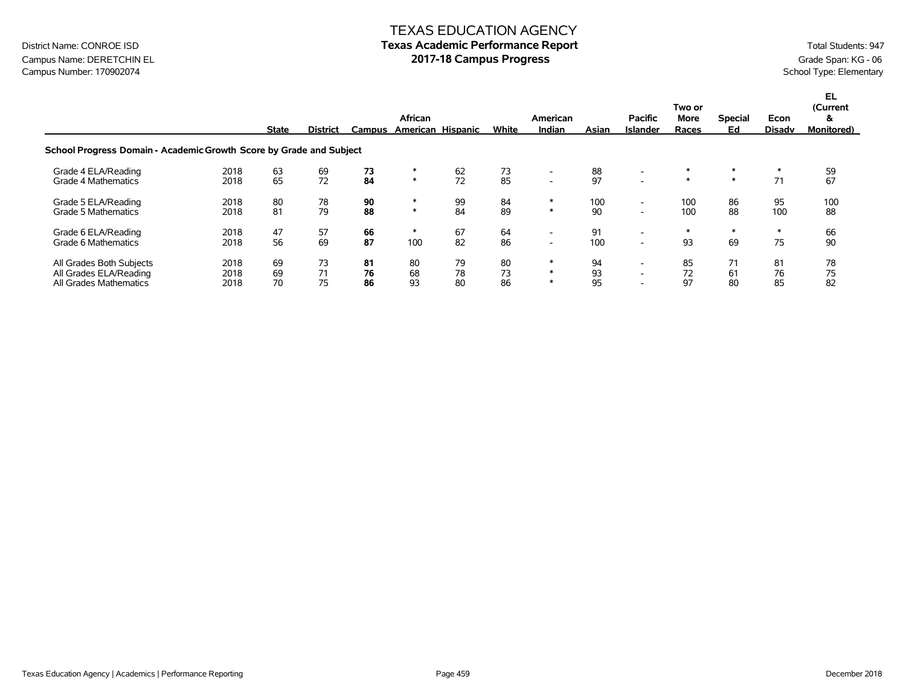District Name: CONROE ISD
Campus Name: DERETCHIN EL
Campus Number: 170902074

# TEXAS EDUCATION AGENCY
## Texas Academic Performance Report
## 2017-18 Campus Progress

Total Students: 947
Grade Span: KG - 06
School Type: Elementary

| | | State | District | Campus | African American | Hispanic | White | American Indian | Asian | Pacific Islander | Two or More Races | Special Ed | Econ Disadv | EL (Current & Monitored) |
|---|---|---|---|---|---|---|---|---|---|---|---|---|---|---|
| **School Progress Domain - Academic Growth Score by Grade and Subject** | | | | | | | | | | | | | | |
| Grade 4 ELA/Reading | 2018 | 63 | 69 | **73** | * | 62 | 73 | - | 88 | - | * | * | * | 59 |
| Grade 4 Mathematics | 2018 | 65 | 72 | **84** | * | 72 | 85 | - | 97 | - | * | * | 71 | 67 |
| Grade 5 ELA/Reading | 2018 | 80 | 78 | **90** | * | 99 | 84 | * | 100 | - | 100 | 86 | 95 | 100 |
| Grade 5 Mathematics | 2018 | 81 | 79 | **88** | * | 84 | 89 | * | 90 | - | 100 | 88 | 100 | 88 |
| Grade 6 ELA/Reading | 2018 | 47 | 57 | **66** | * | 67 | 64 | - | 91 | - | * | * | * | 66 |
| Grade 6 Mathematics | 2018 | 56 | 69 | **87** | 100 | 82 | 86 | - | 100 | - | 93 | 69 | 75 | 90 |
| All Grades Both Subjects | 2018 | 69 | 73 | **81** | 80 | 79 | 80 | * | 94 | - | 85 | 71 | 81 | 78 |
| All Grades ELA/Reading | 2018 | 69 | 71 | **76** | 68 | 78 | 73 | * | 93 | - | 72 | 61 | 76 | 75 |
| All Grades Mathematics | 2018 | 70 | 75 | **86** | 93 | 80 | 86 | * | 95 | - | 97 | 80 | 85 | 82 |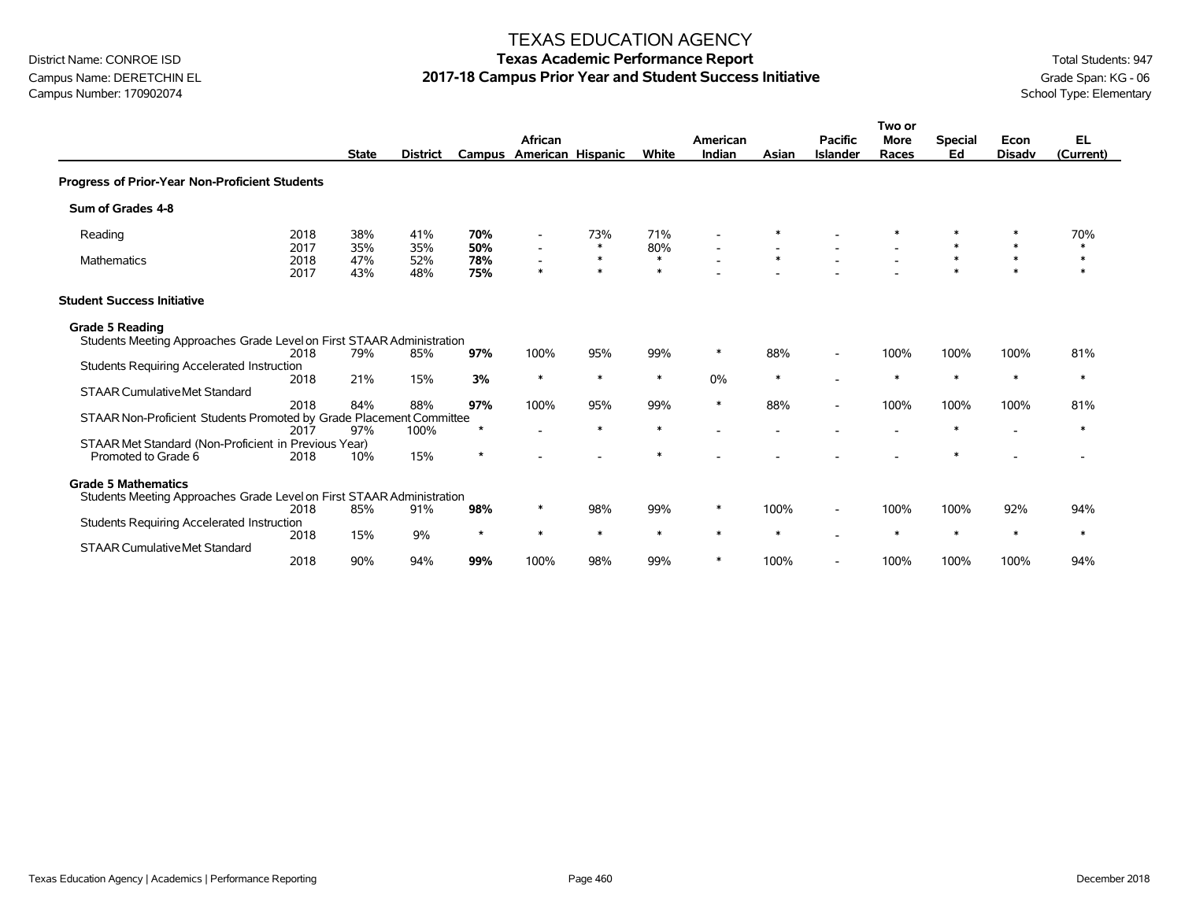# TEXAS EDUCATION AGENCY

## Texas Academic Performance Report

## 2017-18 Campus Prior Year and Student Success Initiative

District Name: CONROE ISD
Campus Name: DERETCHIN EL
Campus Number: 170902074

Total Students: 947
Grade Span: KG - 06
School Type: Elementary

| | | State | District | Campus | African American | Hispanic | White | American Indian | Asian | Pacific Islander | Two or More Races | Special Ed | Econ Disadv | EL (Current) |
|---|---|---|---|---|---|---|---|---|---|---|---|---|---|---|
| **Progress of Prior-Year Non-Proficient Students** | | | | | | | | | | | | | | |
| **Sum of Grades 4-8** | | | | | | | | | | | | | | |
| Reading | 2018 | 38% | 41% | **70%** | - | 73% | 71% | - | * | - | * | * | * | 70% |
| | 2017 | 35% | 35% | **50%** | - | * | 80% | - | - | - | - | * | * | * |
| Mathematics | 2018 | 47% | 52% | **78%** | - | * | * | - | * | - | - | * | * | * |
| | 2017 | 43% | 48% | **75%** | * | * | * | - | - | - | - | * | * | * |
| **Student Success Initiative** | | | | | | | | | | | | | | |
| **Grade 5 Reading** | | | | | | | | | | | | | | |
| Students Meeting Approaches Grade Level on First STAAR Administration | 2018 | 79% | 85% | **97%** | 100% | 95% | 99% | * | 88% | - | 100% | 100% | 100% | 81% |
| Students Requiring Accelerated Instruction | 2018 | 21% | 15% | **3%** | * | * | * | 0% | * | - | * | * | * | * |
| STAAR Cumulative Met Standard | 2018 | 84% | 88% | **97%** | 100% | 95% | 99% | * | 88% | - | 100% | 100% | 100% | 81% |
| STAAR Non-Proficient Students Promoted by Grade Placement Committee | 2017 | 97% | 100% | * | - | * | * | - | - | - | - | * | - | * |
| STAAR Met Standard (Non-Proficient in Previous Year) Promoted to Grade 6 | 2018 | 10% | 15% | * | - | - | * | - | - | - | - | * | - | - |
| **Grade 5 Mathematics** | | | | | | | | | | | | | | |
| Students Meeting Approaches Grade Level on First STAAR Administration | 2018 | 85% | 91% | **98%** | * | 98% | 99% | * | 100% | - | 100% | 100% | 92% | 94% |
| Students Requiring Accelerated Instruction | 2018 | 15% | 9% | * | * | * | * | * | * | - | * | * | * | * |
| STAAR Cumulative Met Standard | 2018 | 90% | 94% | **99%** | 100% | 98% | 99% | * | 100% | - | 100% | 100% | 100% | 94% |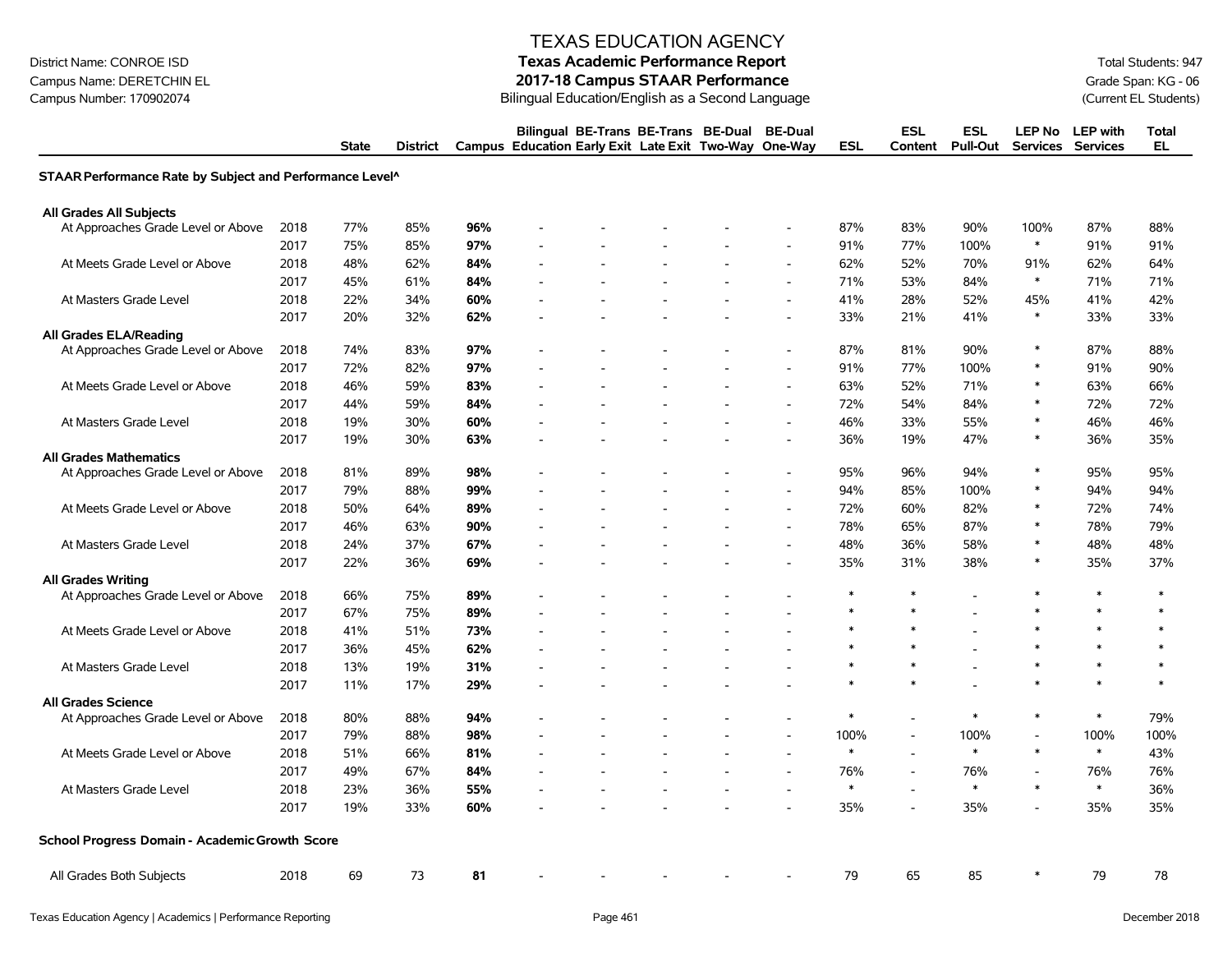# TEXAS EDUCATION AGENCY

## Texas Academic Performance Report

## 2017-18 Campus STAAR Performance

Bilingual Education/English as a Second Language

District Name: CONROE ISD
Campus Name: DERETCHIN EL
Campus Number: 170902074

Total Students: 947
Grade Span: KG - 06
(Current EL Students)

| | | State | District | Campus | Bilingual Education | BE-Trans Early Exit | BE-Trans Late Exit | BE-Dual Two-Way | BE-Dual One-Way | ESL | ESL Content | ESL Pull-Out | LEP No Services | LEP with Services | Total EL |
|---|---|---|---|---|---|---|---|---|---|---|---|---|---|---|---|
| **STAAR Performance Rate by Subject and Performance Level^** | | | | | | | | | | | | | | | |
| **All Grades All Subjects** | | | | | | | | | | | | | | | |
| At Approaches Grade Level or Above | 2018 | 77% | 85% | **96%** | - | - | - | - | - | 87% | 83% | 90% | 100% | 87% | 88% |
| | 2017 | 75% | 85% | **97%** | - | - | - | - | - | 91% | 77% | 100% | * | 91% | 91% |
| At Meets Grade Level or Above | 2018 | 48% | 62% | **84%** | - | - | - | - | - | 62% | 52% | 70% | 91% | 62% | 64% |
| | 2017 | 45% | 61% | **84%** | - | - | - | - | - | 71% | 53% | 84% | * | 71% | 71% |
| At Masters Grade Level | 2018 | 22% | 34% | **60%** | - | - | - | - | - | 41% | 28% | 52% | 45% | 41% | 42% |
| | 2017 | 20% | 32% | **62%** | - | - | - | - | - | 33% | 21% | 41% | * | 33% | 33% |
| **All Grades ELA/Reading** | | | | | | | | | | | | | | | |
| At Approaches Grade Level or Above | 2018 | 74% | 83% | **97%** | - | - | - | - | - | 87% | 81% | 90% | * | 87% | 88% |
| | 2017 | 72% | 82% | **97%** | - | - | - | - | - | 91% | 77% | 100% | * | 91% | 90% |
| At Meets Grade Level or Above | 2018 | 46% | 59% | **83%** | - | - | - | - | - | 63% | 52% | 71% | * | 63% | 66% |
| | 2017 | 44% | 59% | **84%** | - | - | - | - | - | 72% | 54% | 84% | * | 72% | 72% |
| At Masters Grade Level | 2018 | 19% | 30% | **60%** | - | - | - | - | - | 46% | 33% | 55% | * | 46% | 46% |
| | 2017 | 19% | 30% | **63%** | - | - | - | - | - | 36% | 19% | 47% | * | 36% | 35% |
| **All Grades Mathematics** | | | | | | | | | | | | | | | |
| At Approaches Grade Level or Above | 2018 | 81% | 89% | **98%** | - | - | - | - | - | 95% | 96% | 94% | * | 95% | 95% |
| | 2017 | 79% | 88% | **99%** | - | - | - | - | - | 94% | 85% | 100% | * | 94% | 94% |
| At Meets Grade Level or Above | 2018 | 50% | 64% | **89%** | - | - | - | - | - | 72% | 60% | 82% | * | 72% | 74% |
| | 2017 | 46% | 63% | **90%** | - | - | - | - | - | 78% | 65% | 87% | * | 78% | 79% |
| At Masters Grade Level | 2018 | 24% | 37% | **67%** | - | - | - | - | - | 48% | 36% | 58% | * | 48% | 48% |
| | 2017 | 22% | 36% | **69%** | - | - | - | - | - | 35% | 31% | 38% | * | 35% | 37% |
| **All Grades Writing** | | | | | | | | | | | | | | | |
| At Approaches Grade Level or Above | 2018 | 66% | 75% | **89%** | - | - | - | - | - | * | * | - | * | * | * |
| | 2017 | 67% | 75% | **89%** | - | - | - | - | - | * | * | - | * | * | * |
| At Meets Grade Level or Above | 2018 | 41% | 51% | **73%** | - | - | - | - | - | * | * | - | * | * | * |
| | 2017 | 36% | 45% | **62%** | - | - | - | - | - | * | * | - | * | * | * |
| At Masters Grade Level | 2018 | 13% | 19% | **31%** | - | - | - | - | - | * | * | - | * | * | * |
| | 2017 | 11% | 17% | **29%** | - | - | - | - | - | * | * | - | * | * | * |
| **All Grades Science** | | | | | | | | | | | | | | | |
| At Approaches Grade Level or Above | 2018 | 80% | 88% | **94%** | - | - | - | - | - | * | - | * | * | * | 79% |
| | 2017 | 79% | 88% | **98%** | - | - | - | - | - | 100% | - | 100% | - | 100% | 100% |
| At Meets Grade Level or Above | 2018 | 51% | 66% | **81%** | - | - | - | - | - | * | - | * | * | * | 43% |
| | 2017 | 49% | 67% | **84%** | - | - | - | - | - | 76% | - | 76% | - | 76% | 76% |
| At Masters Grade Level | 2018 | 23% | 36% | **55%** | - | - | - | - | - | * | - | * | * | * | 36% |
| | 2017 | 19% | 33% | **60%** | - | - | - | - | - | 35% | - | 35% | - | 35% | 35% |
| **School Progress Domain - Academic Growth Score** | | | | | | | | | | | | | | | |
| All Grades Both Subjects | 2018 | 69 | 73 | **81** | - | - | - | - | - | 79 | 65 | 85 | * | 79 | 78 |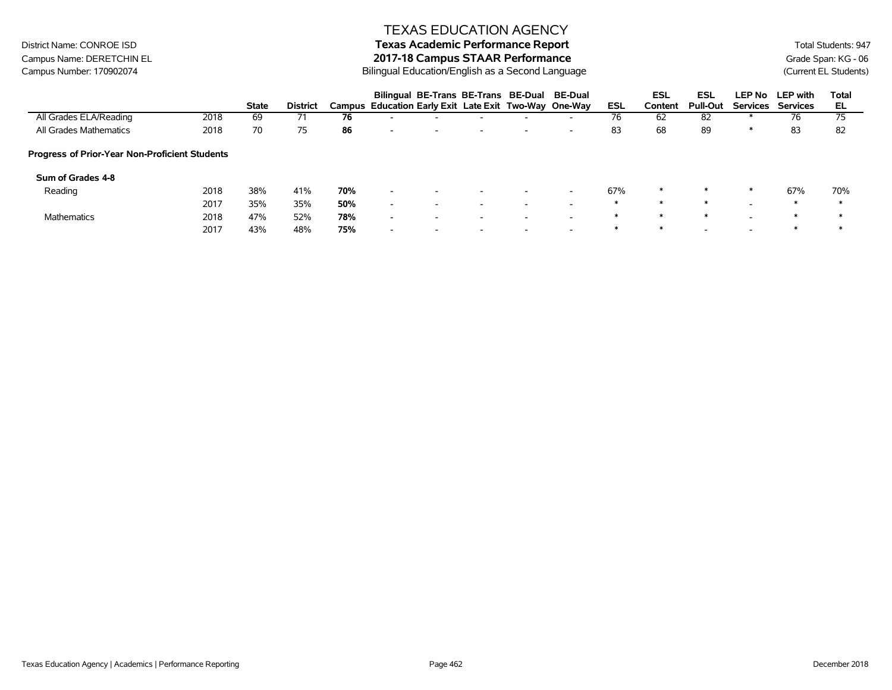# TEXAS EDUCATION AGENCY

## Texas Academic Performance Report

## 2017-18 Campus STAAR Performance

Bilingual Education/English as a Second Language

District Name: CONROE ISD
Campus Name: DERETCHIN EL
Campus Number: 170902074

Total Students: 947
Grade Span: KG - 06
(Current EL Students)

| | | State | District | Campus | Bilingual Education | BE-Trans Early Exit | BE-Trans Late Exit | BE-Dual Two-Way | BE-Dual One-Way | ESL | ESL Content | ESL Pull-Out | LEP No Services | LEP with Services | Total EL |
|---|---|---|---|---|---|---|---|---|---|---|---|---|---|---|---|
| All Grades ELA/Reading | 2018 | 69 | 71 | **76** | - | - | - | - | - | 76 | 62 | 82 | * | 76 | 75 |
| All Grades Mathematics | 2018 | 70 | 75 | **86** | - | - | - | - | - | 83 | 68 | 89 | * | 83 | 82 |
| **Progress of Prior-Year Non-Proficient Students** | | | | | | | | | | | | | | | |
| **Sum of Grades 4-8** | | | | | | | | | | | | | | | |
| Reading | 2018 | 38% | 41% | **70%** | - | - | - | - | - | 67% | * | * | * | 67% | 70% |
| | 2017 | 35% | 35% | **50%** | - | - | - | - | - | * | * | * | - | * | * |
| Mathematics | 2018 | 47% | 52% | **78%** | - | - | - | - | - | * | * | * | - | * | * |
| | 2017 | 43% | 48% | **75%** | - | - | - | - | - | * | * | - | - | * | * |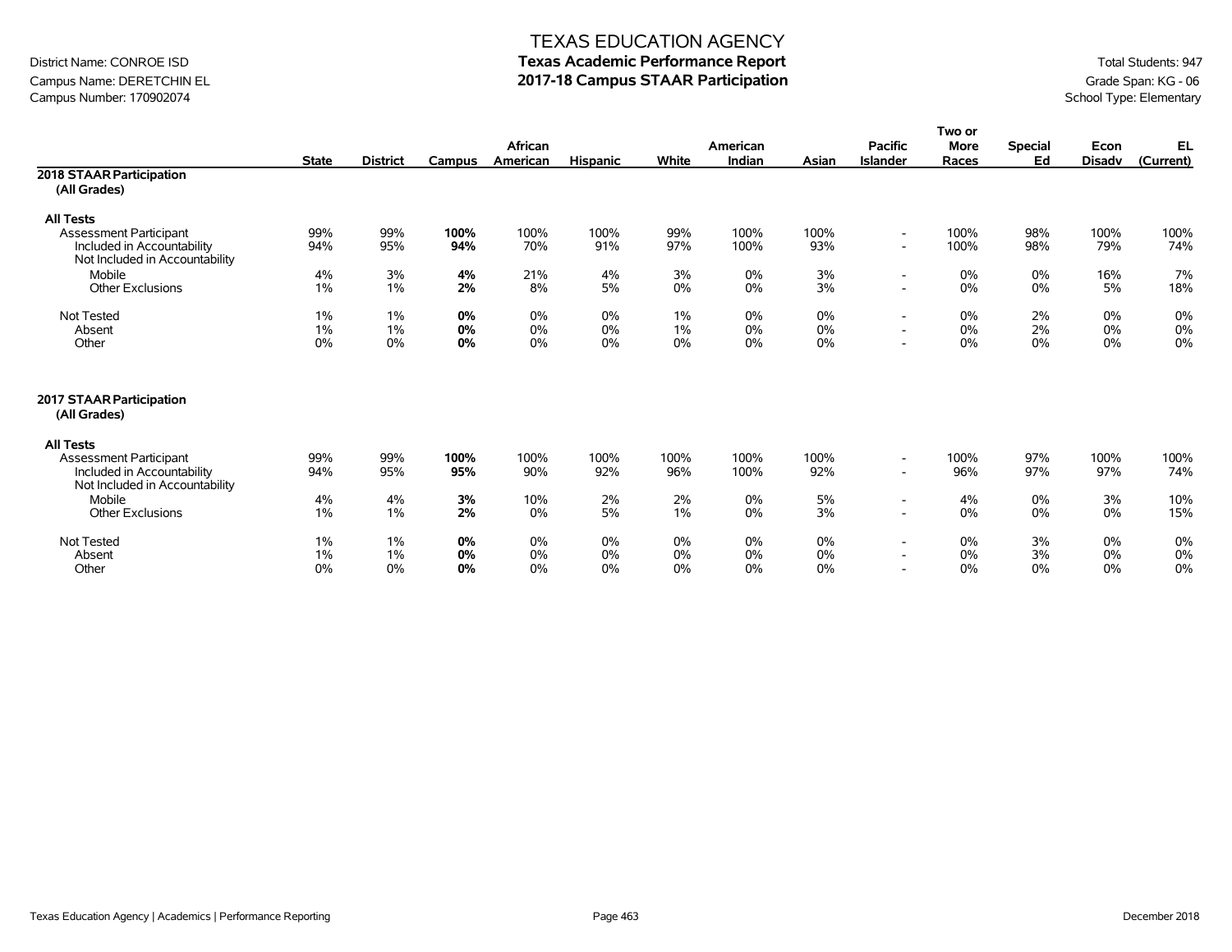# TEXAS EDUCATION AGENCY

## Texas Academic Performance Report

## 2017-18 Campus STAAR Participation

District Name: CONROE ISD
Campus Name: DERETCHIN EL
Campus Number: 170902074

Total Students: 947
Grade Span: KG - 06
School Type: Elementary

| | State | District | Campus | African American | Hispanic | White | American Indian | Asian | Pacific Islander | Two or More Races | Special Ed | Econ Disadv | EL (Current) |
|---|---|---|---|---|---|---|---|---|---|---|---|---|---|
| **2018 STAAR Participation (All Grades)** | | | | | | | | | | | | | |
| **All Tests** | | | | | | | | | | | | | |
| Assessment Participant | 99% | 99% | **100%** | 100% | 100% | 99% | 100% | 100% | - | 100% | 98% | 100% | 100% |
| Included in Accountability | 94% | 95% | **94%** | 70% | 91% | 97% | 100% | 93% | - | 100% | 98% | 79% | 74% |
| Not Included in Accountability | | | | | | | | | | | | | |
| Mobile | 4% | 3% | **4%** | 21% | 4% | 3% | 0% | 3% | - | 0% | 0% | 16% | 7% |
| Other Exclusions | 1% | 1% | **2%** | 8% | 5% | 0% | 0% | 3% | - | 0% | 0% | 5% | 18% |
| Not Tested | 1% | 1% | **0%** | 0% | 0% | 1% | 0% | 0% | - | 0% | 2% | 0% | 0% |
| Absent | 1% | 1% | **0%** | 0% | 0% | 1% | 0% | 0% | - | 0% | 2% | 0% | 0% |
| Other | 0% | 0% | **0%** | 0% | 0% | 0% | 0% | 0% | - | 0% | 0% | 0% | 0% |
| **2017 STAAR Participation (All Grades)** | | | | | | | | | | | | | |
| **All Tests** | | | | | | | | | | | | | |
| Assessment Participant | 99% | 99% | **100%** | 100% | 100% | 100% | 100% | 100% | - | 100% | 97% | 100% | 100% |
| Included in Accountability | 94% | 95% | **95%** | 90% | 92% | 96% | 100% | 92% | - | 96% | 97% | 97% | 74% |
| Not Included in Accountability | | | | | | | | | | | | | |
| Mobile | 4% | 4% | **3%** | 10% | 2% | 2% | 0% | 5% | - | 4% | 0% | 3% | 10% |
| Other Exclusions | 1% | 1% | **2%** | 0% | 5% | 1% | 0% | 3% | - | 0% | 0% | 0% | 15% |
| Not Tested | 1% | 1% | **0%** | 0% | 0% | 0% | 0% | 0% | - | 0% | 3% | 0% | 0% |
| Absent | 1% | 1% | **0%** | 0% | 0% | 0% | 0% | 0% | - | 0% | 3% | 0% | 0% |
| Other | 0% | 0% | **0%** | 0% | 0% | 0% | 0% | 0% | - | 0% | 0% | 0% | 0% |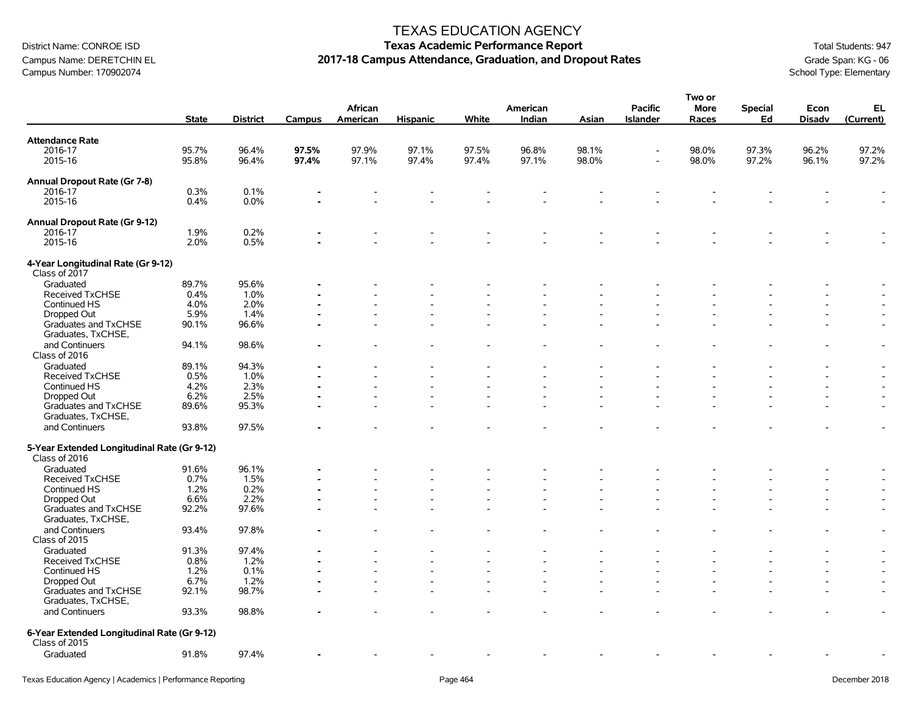# TEXAS EDUCATION AGENCY

## Texas Academic Performance Report

## 2017-18 Campus Attendance, Graduation, and Dropout Rates

District Name: CONROE ISD
Campus Name: DERETCHIN EL
Campus Number: 170902074

Total Students: 947
Grade Span: KG - 06
School Type: Elementary

| | State | District | Campus | African American | Hispanic | White | American Indian | Asian | Pacific Islander | Two or More Races | Special Ed | Econ Disadv | EL (Current) |
|---|---|---|---|---|---|---|---|---|---|---|---|---|---|
| **Attendance Rate** | | | | | | | | | | | | | |
| 2016-17 | 95.7% | 96.4% | **97.5%** | 97.9% | 97.1% | 97.5% | 96.8% | 98.1% | - | 98.0% | 97.3% | 96.2% | 97.2% |
| 2015-16 | 95.8% | 96.4% | **97.4%** | 97.1% | 97.4% | 97.4% | 97.1% | 98.0% | - | 98.0% | 97.2% | 96.1% | 97.2% |
| **Annual Dropout Rate (Gr 7-8)** | | | | | | | | | | | | | |
| 2016-17 | 0.3% | 0.1% | - | - | - | - | - | - | - | - | - | - | - |
| 2015-16 | 0.4% | 0.0% | - | - | - | - | - | - | - | - | - | - | - |
| **Annual Dropout Rate (Gr 9-12)** | | | | | | | | | | | | | |
| 2016-17 | 1.9% | 0.2% | - | - | - | - | - | - | - | - | - | - | - |
| 2015-16 | 2.0% | 0.5% | - | - | - | - | - | - | - | - | - | - | - |
| **4-Year Longitudinal Rate (Gr 9-12)** | | | | | | | | | | | | | |
| Class of 2017 | | | | | | | | | | | | | |
| Graduated | 89.7% | 95.6% | - | - | - | - | - | - | - | - | - | - | - |
| Received TxCHSE | 0.4% | 1.0% | - | - | - | - | - | - | - | - | - | - | - |
| Continued HS | 4.0% | 2.0% | - | - | - | - | - | - | - | - | - | - | - |
| Dropped Out | 5.9% | 1.4% | - | - | - | - | - | - | - | - | - | - | - |
| Graduates and TxCHSE | 90.1% | 96.6% | - | - | - | - | - | - | - | - | - | - | - |
| Graduates, TxCHSE, and Continuers | 94.1% | 98.6% | - | - | - | - | - | - | - | - | - | - | - |
| Class of 2016 | | | | | | | | | | | | | |
| Graduated | 89.1% | 94.3% | - | - | - | - | - | - | - | - | - | - | - |
| Received TxCHSE | 0.5% | 1.0% | - | - | - | - | - | - | - | - | - | - | - |
| Continued HS | 4.2% | 2.3% | - | - | - | - | - | - | - | - | - | - | - |
| Dropped Out | 6.2% | 2.5% | - | - | - | - | - | - | - | - | - | - | - |
| Graduates and TxCHSE | 89.6% | 95.3% | - | - | - | - | - | - | - | - | - | - | - |
| Graduates, TxCHSE, and Continuers | 93.8% | 97.5% | - | - | - | - | - | - | - | - | - | - | - |
| **5-Year Extended Longitudinal Rate (Gr 9-12)** | | | | | | | | | | | | | |
| Class of 2016 | | | | | | | | | | | | | |
| Graduated | 91.6% | 96.1% | - | - | - | - | - | - | - | - | - | - | - |
| Received TxCHSE | 0.7% | 1.5% | - | - | - | - | - | - | - | - | - | - | - |
| Continued HS | 1.2% | 0.2% | - | - | - | - | - | - | - | - | - | - | - |
| Dropped Out | 6.6% | 2.2% | - | - | - | - | - | - | - | - | - | - | - |
| Graduates and TxCHSE | 92.2% | 97.6% | - | - | - | - | - | - | - | - | - | - | - |
| Graduates, TxCHSE, and Continuers | 93.4% | 97.8% | - | - | - | - | - | - | - | - | - | - | - |
| Class of 2015 | | | | | | | | | | | | | |
| Graduated | 91.3% | 97.4% | - | - | - | - | - | - | - | - | - | - | - |
| Received TxCHSE | 0.8% | 1.2% | - | - | - | - | - | - | - | - | - | - | - |
| Continued HS | 1.2% | 0.1% | - | - | - | - | - | - | - | - | - | - | - |
| Dropped Out | 6.7% | 1.2% | - | - | - | - | - | - | - | - | - | - | - |
| Graduates and TxCHSE | 92.1% | 98.7% | - | - | - | - | - | - | - | - | - | - | - |
| Graduates, TxCHSE, and Continuers | 93.3% | 98.8% | - | - | - | - | - | - | - | - | - | - | - |
| **6-Year Extended Longitudinal Rate (Gr 9-12)** | | | | | | | | | | | | | |
| Class of 2015 | | | | | | | | | | | | | |
| Graduated | 91.8% | 97.4% | - | - | - | - | - | - | - | - | - | - | - |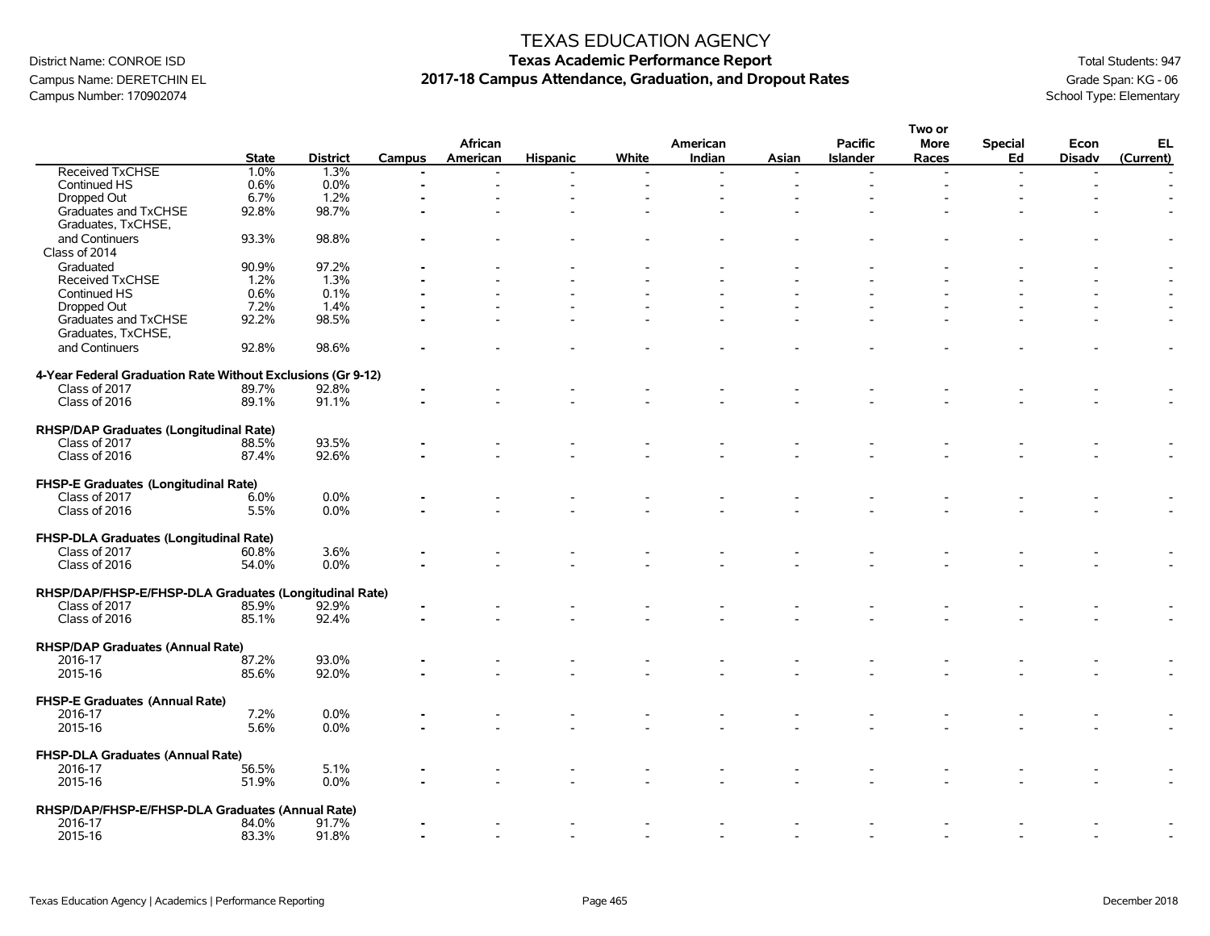# TEXAS EDUCATION AGENCY
## Texas Academic Performance Report
## 2017-18 Campus Attendance, Graduation, and Dropout Rates

District Name: CONROE ISD
Campus Name: DERETCHIN EL
Campus Number: 170902074

Total Students: 947
Grade Span: KG - 06
School Type: Elementary

| | State | District | Campus | African American | Hispanic | White | American Indian | Asian | Pacific Islander | Two or More Races | Special Ed | Econ Disadv | EL (Current) |
|---|---|---|---|---|---|---|---|---|---|---|---|---|---|
| Received TxCHSE | 1.0% | 1.3% | - | - | - | - | - | - | - | - | - | - | - |
| Continued HS | 0.6% | 0.0% | - | - | - | - | - | - | - | - | - | - | - |
| Dropped Out | 6.7% | 1.2% | - | - | - | - | - | - | - | - | - | - | - |
| Graduates and TxCHSE | 92.8% | 98.7% | - | - | - | - | - | - | - | - | - | - | - |
| Graduates, TxCHSE, and Continuers | 93.3% | 98.8% | - | - | - | - | - | - | - | - | - | - | - |
| Class of 2014 | | | | | | | | | | | | | |
| Graduated | 90.9% | 97.2% | - | - | - | - | - | - | - | - | - | - | - |
| Received TxCHSE | 1.2% | 1.3% | - | - | - | - | - | - | - | - | - | - | - |
| Continued HS | 0.6% | 0.1% | - | - | - | - | - | - | - | - | - | - | - |
| Dropped Out | 7.2% | 1.4% | - | - | - | - | - | - | - | - | - | - | - |
| Graduates and TxCHSE | 92.2% | 98.5% | - | - | - | - | - | - | - | - | - | - | - |
| Graduates, TxCHSE, and Continuers | 92.8% | 98.6% | - | - | - | - | - | - | - | - | - | - | - |
| **4-Year Federal Graduation Rate Without Exclusions (Gr 9-12)** | | | | | | | | | | | | | |
| Class of 2017 | 89.7% | 92.8% | - | - | - | - | - | - | - | - | - | - | - |
| Class of 2016 | 89.1% | 91.1% | - | - | - | - | - | - | - | - | - | - | - |
| **RHSP/DAP Graduates (Longitudinal Rate)** | | | | | | | | | | | | | |
| Class of 2017 | 88.5% | 93.5% | - | - | - | - | - | - | - | - | - | - | - |
| Class of 2016 | 87.4% | 92.6% | - | - | - | - | - | - | - | - | - | - | - |
| **FHSP-E Graduates (Longitudinal Rate)** | | | | | | | | | | | | | |
| Class of 2017 | 6.0% | 0.0% | - | - | - | - | - | - | - | - | - | - | - |
| Class of 2016 | 5.5% | 0.0% | - | - | - | - | - | - | - | - | - | - | - |
| **FHSP-DLA Graduates (Longitudinal Rate)** | | | | | | | | | | | | | |
| Class of 2017 | 60.8% | 3.6% | - | - | - | - | - | - | - | - | - | - | - |
| Class of 2016 | 54.0% | 0.0% | - | - | - | - | - | - | - | - | - | - | - |
| **RHSP/DAP/FHSP-E/FHSP-DLA Graduates (Longitudinal Rate)** | | | | | | | | | | | | | |
| Class of 2017 | 85.9% | 92.9% | - | - | - | - | - | - | - | - | - | - | - |
| Class of 2016 | 85.1% | 92.4% | - | - | - | - | - | - | - | - | - | - | - |
| **RHSP/DAP Graduates (Annual Rate)** | | | | | | | | | | | | | |
| 2016-17 | 87.2% | 93.0% | - | - | - | - | - | - | - | - | - | - | - |
| 2015-16 | 85.6% | 92.0% | - | - | - | - | - | - | - | - | - | - | - |
| **FHSP-E Graduates (Annual Rate)** | | | | | | | | | | | | | |
| 2016-17 | 7.2% | 0.0% | - | - | - | - | - | - | - | - | - | - | - |
| 2015-16 | 5.6% | 0.0% | - | - | - | - | - | - | - | - | - | - | - |
| **FHSP-DLA Graduates (Annual Rate)** | | | | | | | | | | | | | |
| 2016-17 | 56.5% | 5.1% | - | - | - | - | - | - | - | - | - | - | - |
| 2015-16 | 51.9% | 0.0% | - | - | - | - | - | - | - | - | - | - | - |
| **RHSP/DAP/FHSP-E/FHSP-DLA Graduates (Annual Rate)** | | | | | | | | | | | | | |
| 2016-17 | 84.0% | 91.7% | - | - | - | - | - | - | - | - | - | - | - |
| 2015-16 | 83.3% | 91.8% | - | - | - | - | - | - | - | - | - | - | - |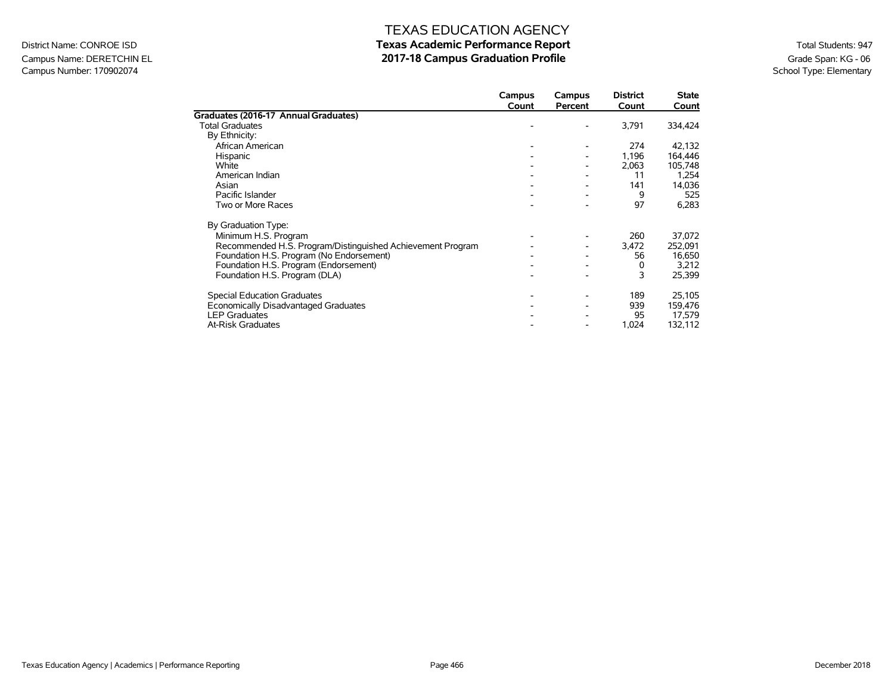# TEXAS EDUCATION AGENCY

## Texas Academic Performance Report

## 2017-18 Campus Graduation Profile

District Name: CONROE ISD
Campus Name: DERETCHIN EL
Campus Number: 170902074

Total Students: 947
Grade Span: KG - 06
School Type: Elementary

| | Campus Count | Campus Percent | District Count | State Count |
|---|---|---|---|---|
| **Graduates (2016-17 Annual Graduates)** | | | | |
| Total Graduates | - | - | 3,791 | 334,424 |
| By Ethnicity: | | | | |
| African American | - | - | 274 | 42,132 |
| Hispanic | - | - | 1,196 | 164,446 |
| White | - | - | 2,063 | 105,748 |
| American Indian | - | - | 11 | 1,254 |
| Asian | - | - | 141 | 14,036 |
| Pacific Islander | - | - | 9 | 525 |
| Two or More Races | - | - | 97 | 6,283 |
| By Graduation Type: | | | | |
| Minimum H.S. Program | - | - | 260 | 37,072 |
| Recommended H.S. Program/Distinguished Achievement Program | - | - | 3,472 | 252,091 |
| Foundation H.S. Program (No Endorsement) | - | - | 56 | 16,650 |
| Foundation H.S. Program (Endorsement) | - | - | 0 | 3,212 |
| Foundation H.S. Program (DLA) | - | - | 3 | 25,399 |
| Special Education Graduates | - | - | 189 | 25,105 |
| Economically Disadvantaged Graduates | - | - | 939 | 159,476 |
| LEP Graduates | - | - | 95 | 17,579 |
| At-Risk Graduates | - | - | 1,024 | 132,112 |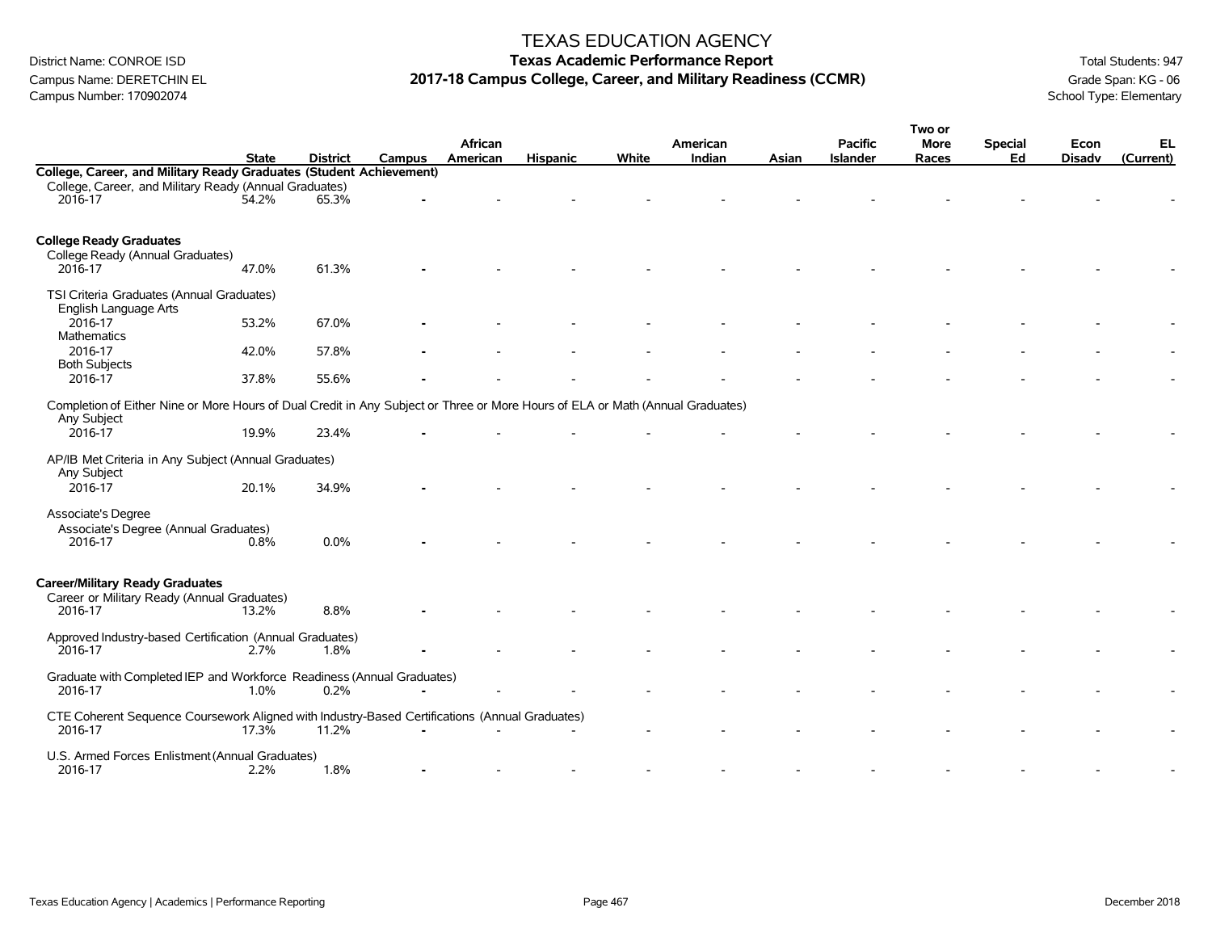# TEXAS EDUCATION AGENCY

## Texas Academic Performance Report

## 2017-18 Campus College, Career, and Military Readiness (CCMR)

District Name: CONROE ISD
Campus Name: DERETCHIN EL
Campus Number: 170902074

Total Students: 947
Grade Span: KG - 06
School Type: Elementary

| | State | District | Campus | African American | Hispanic | White | American Indian | Asian | Pacific Islander | Two or More Races | Special Ed | Econ Disadv | EL (Current) |
|---|---|---|---|---|---|---|---|---|---|---|---|---|---|
| **College, Career, and Military Ready Graduates (Student Achievement)** | | | | | | | | | | | | | |
| College, Career, and Military Ready (Annual Graduates) | | | | | | | | | | | | | |
| 2016-17 | 54.2% | 65.3% | - | - | - | - | - | - | - | - | - | - | - |
| **College Ready Graduates** | | | | | | | | | | | | | |
| College Ready (Annual Graduates) | | | | | | | | | | | | | |
| 2016-17 | 47.0% | 61.3% | - | - | - | - | - | - | - | - | - | - | - |
| TSI Criteria Graduates (Annual Graduates) | | | | | | | | | | | | | |
| English Language Arts | | | | | | | | | | | | | |
| 2016-17 | 53.2% | 67.0% | - | - | - | - | - | - | - | - | - | - | - |
| Mathematics | | | | | | | | | | | | | |
| 2016-17 | 42.0% | 57.8% | - | - | - | - | - | - | - | - | - | - | - |
| Both Subjects | | | | | | | | | | | | | |
| 2016-17 | 37.8% | 55.6% | - | - | - | - | - | - | - | - | - | - | - |
| Completion of Either Nine or More Hours of Dual Credit in Any Subject or Three or More Hours of ELA or Math (Annual Graduates) | | | | | | | | | | | | | |
| Any Subject | | | | | | | | | | | | | |
| 2016-17 | 19.9% | 23.4% | - | - | - | - | - | - | - | - | - | - | - |
| AP/IB Met Criteria in Any Subject (Annual Graduates) | | | | | | | | | | | | | |
| Any Subject | | | | | | | | | | | | | |
| 2016-17 | 20.1% | 34.9% | - | - | - | - | - | - | - | - | - | - | - |
| Associate's Degree | | | | | | | | | | | | | |
| Associate's Degree (Annual Graduates) | | | | | | | | | | | | | |
| 2016-17 | 0.8% | 0.0% | - | - | - | - | - | - | - | - | - | - | - |
| **Career/Military Ready Graduates** | | | | | | | | | | | | | |
| Career or Military Ready (Annual Graduates) | | | | | | | | | | | | | |
| 2016-17 | 13.2% | 8.8% | - | - | - | - | - | - | - | - | - | - | - |
| Approved Industry-based Certification (Annual Graduates) | | | | | | | | | | | | | |
| 2016-17 | 2.7% | 1.8% | - | - | - | - | - | - | - | - | - | - | - |
| Graduate with Completed IEP and Workforce Readiness (Annual Graduates) | | | | | | | | | | | | | |
| 2016-17 | 1.0% | 0.2% | - | - | - | - | - | - | - | - | - | - | - |
| CTE Coherent Sequence Coursework Aligned with Industry-Based Certifications (Annual Graduates) | | | | | | | | | | | | | |
| 2016-17 | 17.3% | 11.2% | - | - | - | - | - | - | - | - | - | - | - |
| U.S. Armed Forces Enlistment (Annual Graduates) | | | | | | | | | | | | | |
| 2016-17 | 2.2% | 1.8% | - | - | - | - | - | - | - | - | - | - | - |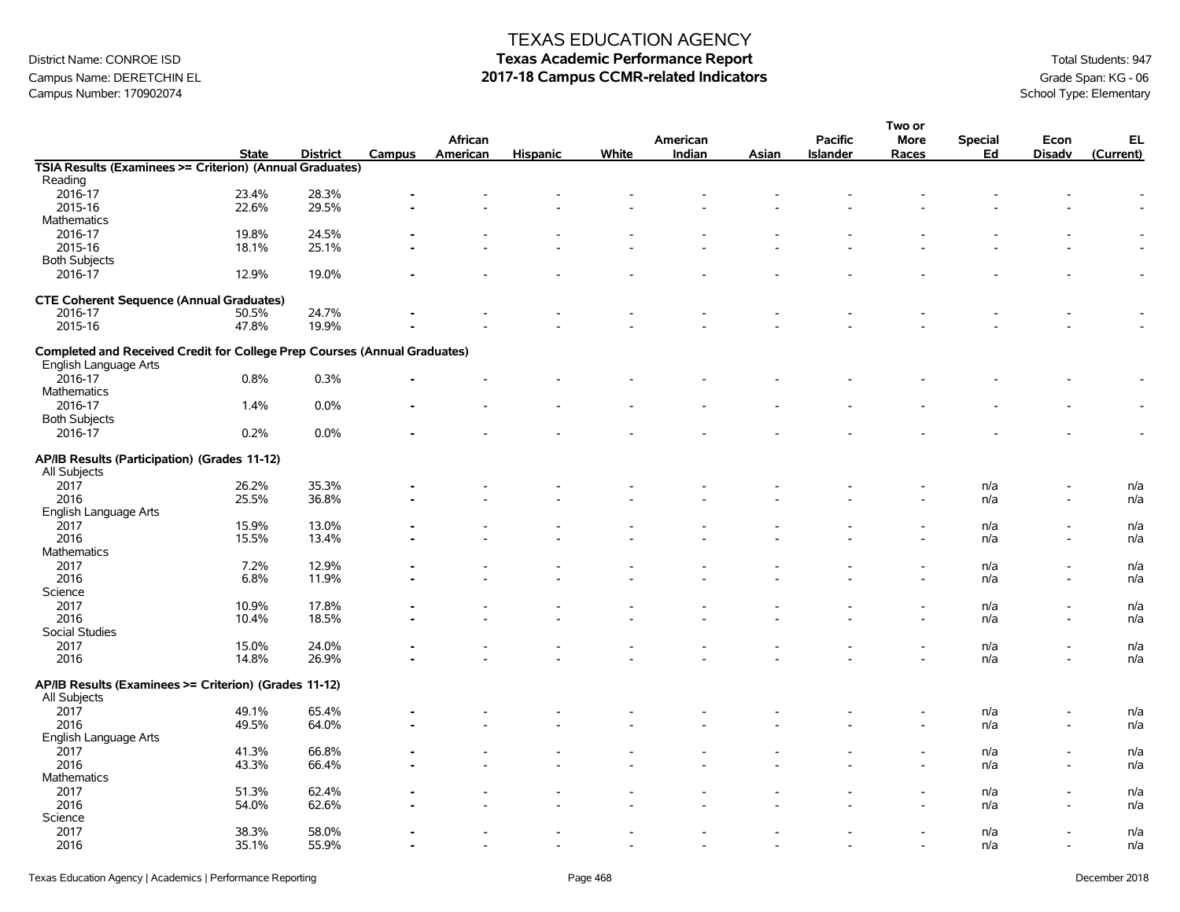# TEXAS EDUCATION AGENCY

## Texas Academic Performance Report

## 2017-18 Campus CCMR-related Indicators

District Name: CONROE ISD
Campus Name: DERETCHIN EL
Campus Number: 170902074

Total Students: 947
Grade Span: KG - 06
School Type: Elementary

| | State | District | Campus | African American | Hispanic | White | American Indian | Asian | Pacific Islander | Two or More Races | Special Ed | Econ Disadv | EL (Current) |
|---|---|---|---|---|---|---|---|---|---|---|---|---|---|
| **TSIA Results (Examinees >= Criterion) (Annual Graduates)** | | | | | | | | | | | | | |
| Reading | | | | | | | | | | | | | |
| 2016-17 | 23.4% | 28.3% | - | - | - | - | - | - | - | - | - | - | - |
| 2015-16 | 22.6% | 29.5% | - | - | - | - | - | - | - | - | - | - | - |
| Mathematics | | | | | | | | | | | | | |
| 2016-17 | 19.8% | 24.5% | - | - | - | - | - | - | - | - | - | - | - |
| 2015-16 | 18.1% | 25.1% | - | - | - | - | - | - | - | - | - | - | - |
| Both Subjects | | | | | | | | | | | | | |
| 2016-17 | 12.9% | 19.0% | - | - | - | - | - | - | - | - | - | - | - |
| **CTE Coherent Sequence (Annual Graduates)** | | | | | | | | | | | | | |
| 2016-17 | 50.5% | 24.7% | - | - | - | - | - | - | - | - | - | - | - |
| 2015-16 | 47.8% | 19.9% | - | - | - | - | - | - | - | - | - | - | - |
| **Completed and Received Credit for College Prep Courses (Annual Graduates)** | | | | | | | | | | | | | |
| English Language Arts | | | | | | | | | | | | | |
| 2016-17 | 0.8% | 0.3% | - | - | - | - | - | - | - | - | - | - | - |
| Mathematics | | | | | | | | | | | | | |
| 2016-17 | 1.4% | 0.0% | - | - | - | - | - | - | - | - | - | - | - |
| Both Subjects | | | | | | | | | | | | | |
| 2016-17 | 0.2% | 0.0% | - | - | - | - | - | - | - | - | - | - | - |
| **AP/IB Results (Participation) (Grades 11-12)** | | | | | | | | | | | | | |
| All Subjects | | | | | | | | | | | | | |
| 2017 | 26.2% | 35.3% | - | - | - | - | - | - | - | - | n/a | - | n/a |
| 2016 | 25.5% | 36.8% | - | - | - | - | - | - | - | - | n/a | - | n/a |
| English Language Arts | | | | | | | | | | | | | |
| 2017 | 15.9% | 13.0% | - | - | - | - | - | - | - | - | n/a | - | n/a |
| 2016 | 15.5% | 13.4% | - | - | - | - | - | - | - | - | n/a | - | n/a |
| Mathematics | | | | | | | | | | | | | |
| 2017 | 7.2% | 12.9% | - | - | - | - | - | - | - | - | n/a | - | n/a |
| 2016 | 6.8% | 11.9% | - | - | - | - | - | - | - | - | n/a | - | n/a |
| Science | | | | | | | | | | | | | |
| 2017 | 10.9% | 17.8% | - | - | - | - | - | - | - | - | n/a | - | n/a |
| 2016 | 10.4% | 18.5% | - | - | - | - | - | - | - | - | n/a | - | n/a |
| Social Studies | | | | | | | | | | | | | |
| 2017 | 15.0% | 24.0% | - | - | - | - | - | - | - | - | n/a | - | n/a |
| 2016 | 14.8% | 26.9% | - | - | - | - | - | - | - | - | n/a | - | n/a |
| **AP/IB Results (Examinees >= Criterion) (Grades 11-12)** | | | | | | | | | | | | | |
| All Subjects | | | | | | | | | | | | | |
| 2017 | 49.1% | 65.4% | - | - | - | - | - | - | - | - | n/a | - | n/a |
| 2016 | 49.5% | 64.0% | - | - | - | - | - | - | - | - | n/a | - | n/a |
| English Language Arts | | | | | | | | | | | | | |
| 2017 | 41.3% | 66.8% | - | - | - | - | - | - | - | - | n/a | - | n/a |
| 2016 | 43.3% | 66.4% | - | - | - | - | - | - | - | - | n/a | - | n/a |
| Mathematics | | | | | | | | | | | | | |
| 2017 | 51.3% | 62.4% | - | - | - | - | - | - | - | - | n/a | - | n/a |
| 2016 | 54.0% | 62.6% | - | - | - | - | - | - | - | - | n/a | - | n/a |
| Science | | | | | | | | | | | | | |
| 2017 | 38.3% | 58.0% | - | - | - | - | - | - | - | - | n/a | - | n/a |
| 2016 | 35.1% | 55.9% | - | - | - | - | - | - | - | - | n/a | - | n/a |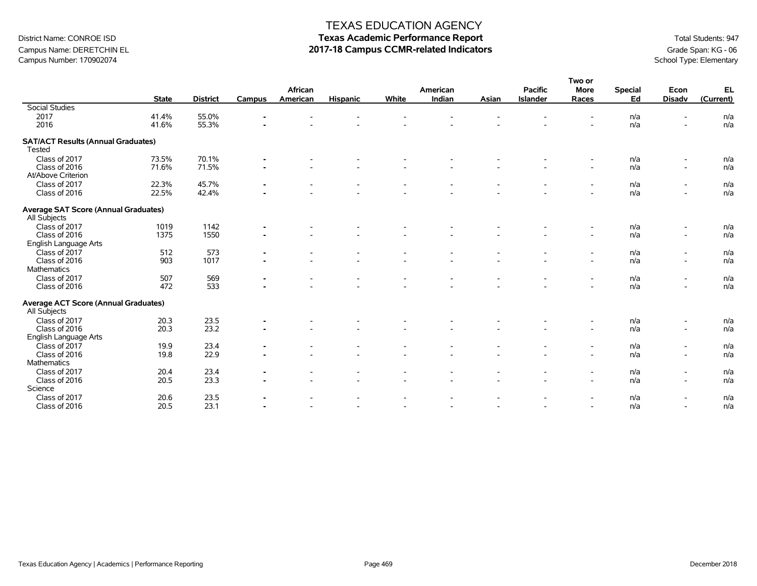# TEXAS EDUCATION AGENCY

District Name: CONROE ISD
Campus Name: DERETCHIN EL
Campus Number: 170902074

**Texas Academic Performance Report**
**2017-18 Campus CCMR-related Indicators**

Total Students: 947
Grade Span: KG - 06
School Type: Elementary

| | State | District | Campus | African American | Hispanic | White | American Indian | Asian | Pacific Islander | Two or More Races | Special Ed | Econ Disadv | EL (Current) |
|---|---|---|---|---|---|---|---|---|---|---|---|---|---|
| Social Studies | | | | | | | | | | | | | |
| 2017 | 41.4% | 55.0% | - | - | - | - | - | - | - | - | n/a | - | n/a |
| 2016 | 41.6% | 55.3% | - | - | - | - | - | - | - | - | n/a | - | n/a |
| **SAT/ACT Results (Annual Graduates)** | | | | | | | | | | | | | |
| Tested | | | | | | | | | | | | | |
| Class of 2017 | 73.5% | 70.1% | - | - | - | - | - | - | - | - | n/a | - | n/a |
| Class of 2016 | 71.6% | 71.5% | - | - | - | - | - | - | - | - | n/a | - | n/a |
| At/Above Criterion | | | | | | | | | | | | | |
| Class of 2017 | 22.3% | 45.7% | - | - | - | - | - | - | - | - | n/a | - | n/a |
| Class of 2016 | 22.5% | 42.4% | - | - | - | - | - | - | - | - | n/a | - | n/a |
| **Average SAT Score (Annual Graduates)** | | | | | | | | | | | | | |
| All Subjects | | | | | | | | | | | | | |
| Class of 2017 | 1019 | 1142 | - | - | - | - | - | - | - | - | n/a | - | n/a |
| Class of 2016 | 1375 | 1550 | - | - | - | - | - | - | - | - | n/a | - | n/a |
| English Language Arts | | | | | | | | | | | | | |
| Class of 2017 | 512 | 573 | - | - | - | - | - | - | - | - | n/a | - | n/a |
| Class of 2016 | 903 | 1017 | - | - | - | - | - | - | - | - | n/a | - | n/a |
| Mathematics | | | | | | | | | | | | | |
| Class of 2017 | 507 | 569 | - | - | - | - | - | - | - | - | n/a | - | n/a |
| Class of 2016 | 472 | 533 | - | - | - | - | - | - | - | - | n/a | - | n/a |
| **Average ACT Score (Annual Graduates)** | | | | | | | | | | | | | |
| All Subjects | | | | | | | | | | | | | |
| Class of 2017 | 20.3 | 23.5 | - | - | - | - | - | - | - | - | n/a | - | n/a |
| Class of 2016 | 20.3 | 23.2 | - | - | - | - | - | - | - | - | n/a | - | n/a |
| English Language Arts | | | | | | | | | | | | | |
| Class of 2017 | 19.9 | 23.4 | - | - | - | - | - | - | - | - | n/a | - | n/a |
| Class of 2016 | 19.8 | 22.9 | - | - | - | - | - | - | - | - | n/a | - | n/a |
| Mathematics | | | | | | | | | | | | | |
| Class of 2017 | 20.4 | 23.4 | - | - | - | - | - | - | - | - | n/a | - | n/a |
| Class of 2016 | 20.5 | 23.3 | - | - | - | - | - | - | - | - | n/a | - | n/a |
| Science | | | | | | | | | | | | | |
| Class of 2017 | 20.6 | 23.5 | - | - | - | - | - | - | - | - | n/a | - | n/a |
| Class of 2016 | 20.5 | 23.1 | - | - | - | - | - | - | - | - | n/a | - | n/a |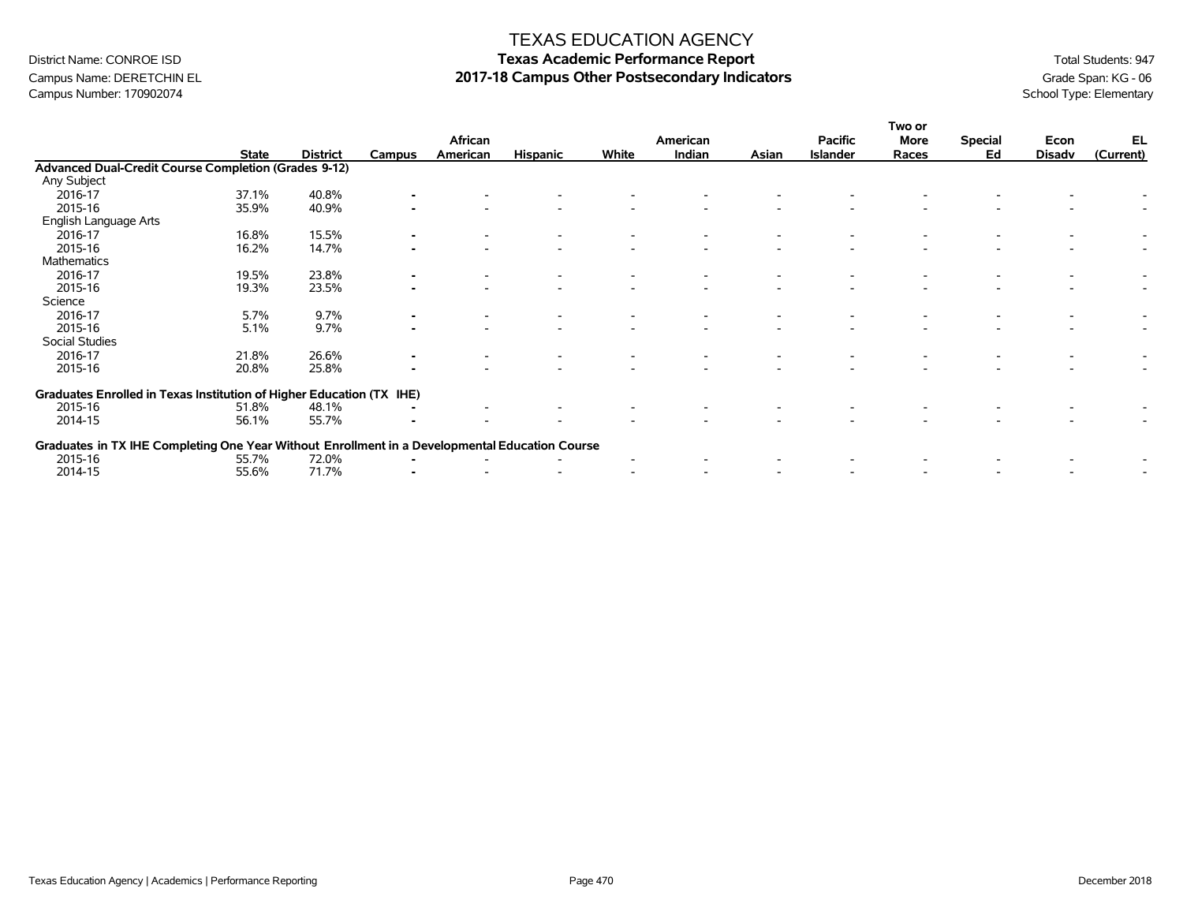# TEXAS EDUCATION AGENCY

District Name: CONROE ISD
Campus Name: DERETCHIN EL
Campus Number: 170902074

## Texas Academic Performance Report
## 2017-18 Campus Other Postsecondary Indicators

Total Students: 947
Grade Span: KG - 06
School Type: Elementary

| | State | District | Campus | African American | Hispanic | White | American Indian | Asian | Pacific Islander | Two or More Races | Special Ed | Econ Disadv | EL (Current) |
|---|---|---|---|---|---|---|---|---|---|---|---|---|---|
| **Advanced Dual-Credit Course Completion (Grades 9-12)** | | | | | | | | | | | | | |
| Any Subject | | | | | | | | | | | | | |
| 2016-17 | 37.1% | 40.8% | - | - | - | - | - | - | - | - | - | - | - |
| 2015-16 | 35.9% | 40.9% | - | - | - | - | - | - | - | - | - | - | - |
| English Language Arts | | | | | | | | | | | | | |
| 2016-17 | 16.8% | 15.5% | - | - | - | - | - | - | - | - | - | - | - |
| 2015-16 | 16.2% | 14.7% | - | - | - | - | - | - | - | - | - | - | - |
| Mathematics | | | | | | | | | | | | | |
| 2016-17 | 19.5% | 23.8% | - | - | - | - | - | - | - | - | - | - | - |
| 2015-16 | 19.3% | 23.5% | - | - | - | - | - | - | - | - | - | - | - |
| Science | | | | | | | | | | | | | |
| 2016-17 | 5.7% | 9.7% | - | - | - | - | - | - | - | - | - | - | - |
| 2015-16 | 5.1% | 9.7% | - | - | - | - | - | - | - | - | - | - | - |
| Social Studies | | | | | | | | | | | | | |
| 2016-17 | 21.8% | 26.6% | - | - | - | - | - | - | - | - | - | - | - |
| 2015-16 | 20.8% | 25.8% | - | - | - | - | - | - | - | - | - | - | - |
| **Graduates Enrolled in Texas Institution of Higher Education (TX IHE)** | | | | | | | | | | | | | |
| 2015-16 | 51.8% | 48.1% | - | - | - | - | - | - | - | - | - | - | - |
| 2014-15 | 56.1% | 55.7% | - | - | - | - | - | - | - | - | - | - | - |
| **Graduates in TX IHE Completing One Year Without Enrollment in a Developmental Education Course** | | | | | | | | | | | | | |
| 2015-16 | 55.7% | 72.0% | - | - | - | - | - | - | - | - | - | - | - |
| 2014-15 | 55.6% | 71.7% | - | - | - | - | - | - | - | - | - | - | - |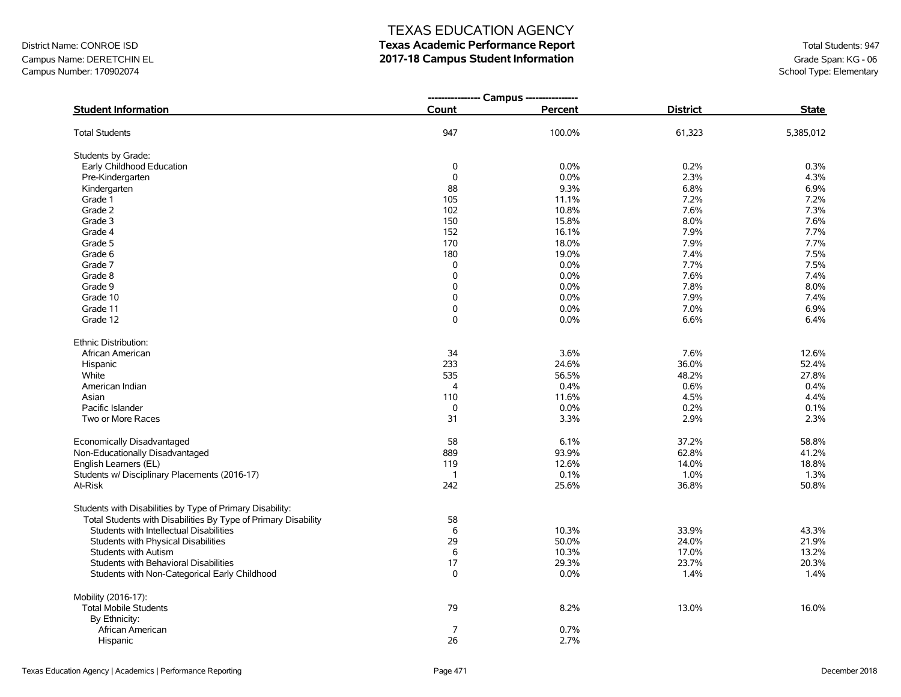# TEXAS EDUCATION AGENCY
## Texas Academic Performance Report
## 2017-18 Campus Student Information

District Name: CONROE ISD
Campus Name: DERETCHIN EL
Campus Number: 170902074

Total Students: 947
Grade Span: KG - 06
School Type: Elementary

| Student Information | Campus Count | Campus Percent | District | State |
|---|---|---|---|---|
| Total Students | 947 | 100.0% | 61,323 | 5,385,012 |
| **Students by Grade:** | | | | |
| Early Childhood Education | 0 | 0.0% | 0.2% | 0.3% |
| Pre-Kindergarten | 0 | 0.0% | 2.3% | 4.3% |
| Kindergarten | 88 | 9.3% | 6.8% | 6.9% |
| Grade 1 | 105 | 11.1% | 7.2% | 7.2% |
| Grade 2 | 102 | 10.8% | 7.6% | 7.3% |
| Grade 3 | 150 | 15.8% | 8.0% | 7.6% |
| Grade 4 | 152 | 16.1% | 7.9% | 7.7% |
| Grade 5 | 170 | 18.0% | 7.9% | 7.7% |
| Grade 6 | 180 | 19.0% | 7.4% | 7.5% |
| Grade 7 | 0 | 0.0% | 7.7% | 7.5% |
| Grade 8 | 0 | 0.0% | 7.6% | 7.4% |
| Grade 9 | 0 | 0.0% | 7.8% | 8.0% |
| Grade 10 | 0 | 0.0% | 7.9% | 7.4% |
| Grade 11 | 0 | 0.0% | 7.0% | 6.9% |
| Grade 12 | 0 | 0.0% | 6.6% | 6.4% |
| **Ethnic Distribution:** | | | | |
| African American | 34 | 3.6% | 7.6% | 12.6% |
| Hispanic | 233 | 24.6% | 36.0% | 52.4% |
| White | 535 | 56.5% | 48.2% | 27.8% |
| American Indian | 4 | 0.4% | 0.6% | 0.4% |
| Asian | 110 | 11.6% | 4.5% | 4.4% |
| Pacific Islander | 0 | 0.0% | 0.2% | 0.1% |
| Two or More Races | 31 | 3.3% | 2.9% | 2.3% |
| Economically Disadvantaged | 58 | 6.1% | 37.2% | 58.8% |
| Non-Educationally Disadvantaged | 889 | 93.9% | 62.8% | 41.2% |
| English Learners (EL) | 119 | 12.6% | 14.0% | 18.8% |
| Students w/ Disciplinary Placements (2016-17) | 1 | 0.1% | 1.0% | 1.3% |
| At-Risk | 242 | 25.6% | 36.8% | 50.8% |
| **Students with Disabilities by Type of Primary Disability:** | | | | |
| Total Students with Disabilities By Type of Primary Disability | 58 | | | |
| Students with Intellectual Disabilities | 6 | 10.3% | 33.9% | 43.3% |
| Students with Physical Disabilities | 29 | 50.0% | 24.0% | 21.9% |
| Students with Autism | 6 | 10.3% | 17.0% | 13.2% |
| Students with Behavioral Disabilities | 17 | 29.3% | 23.7% | 20.3% |
| Students with Non-Categorical Early Childhood | 0 | 0.0% | 1.4% | 1.4% |
| **Mobility (2016-17):** | | | | |
| Total Mobile Students | 79 | 8.2% | 13.0% | 16.0% |
| By Ethnicity: | | | | |
| African American | 7 | 0.7% | | |
| Hispanic | 26 | 2.7% | | |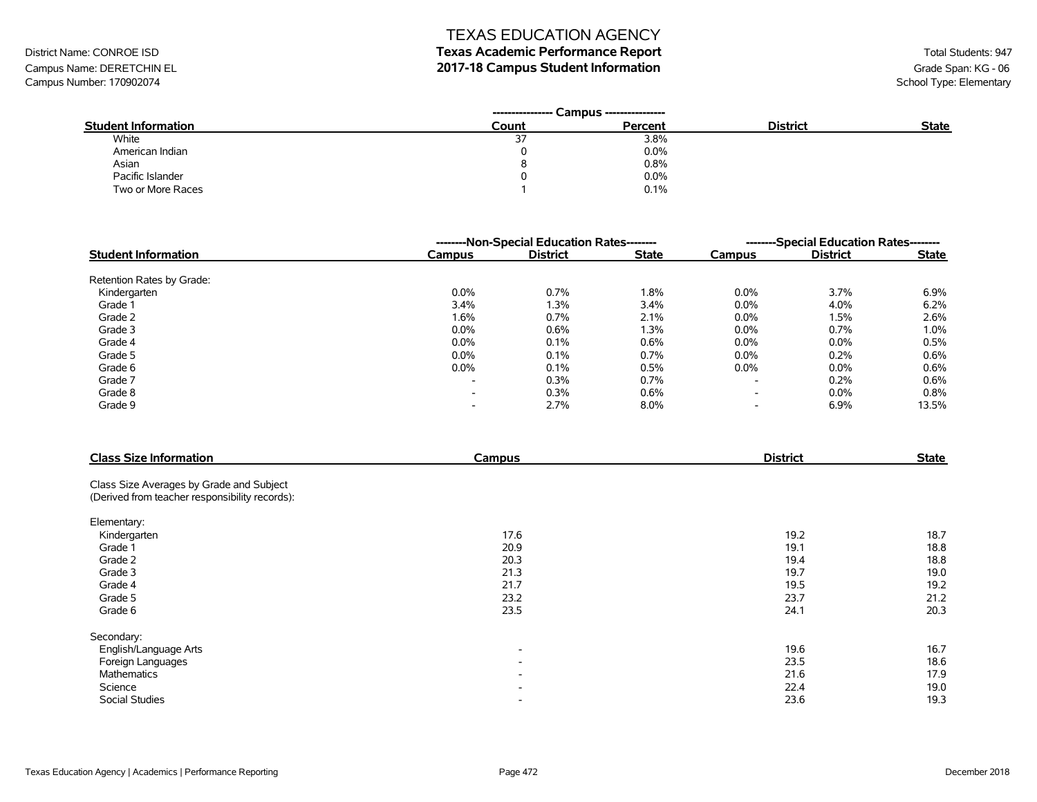# TEXAS EDUCATION AGENCY
## Texas Academic Performance Report
## 2017-18 Campus Student Information

District Name: CONROE ISD
Campus Name: DERETCHIN EL
Campus Number: 170902074

Total Students: 947
Grade Span: KG - 06
School Type: Elementary

| Student Information | Campus Count | Campus Percent | District | State |
|---|---|---|---|---|
| White | 37 | 3.8% | | |
| American Indian | 0 | 0.0% | | |
| Asian | 8 | 0.8% | | |
| Pacific Islander | 0 | 0.0% | | |
| Two or More Races | 1 | 0.1% | | |

| Student Information | Non-Special Education Rates | | | Special Education Rates | | |
|---|---|---|---|---|---|---|
| | Campus | District | State | Campus | District | State |
| Retention Rates by Grade: | | | | | | |
| Kindergarten | 0.0% | 0.7% | 1.8% | 0.0% | 3.7% | 6.9% |
| Grade 1 | 3.4% | 1.3% | 3.4% | 0.0% | 4.0% | 6.2% |
| Grade 2 | 1.6% | 0.7% | 2.1% | 0.0% | 1.5% | 2.6% |
| Grade 3 | 0.0% | 0.6% | 1.3% | 0.0% | 0.7% | 1.0% |
| Grade 4 | 0.0% | 0.1% | 0.6% | 0.0% | 0.0% | 0.5% |
| Grade 5 | 0.0% | 0.1% | 0.7% | 0.0% | 0.2% | 0.6% |
| Grade 6 | 0.0% | 0.1% | 0.5% | 0.0% | 0.0% | 0.6% |
| Grade 7 | - | 0.3% | 0.7% | - | 0.2% | 0.6% |
| Grade 8 | - | 0.3% | 0.6% | - | 0.0% | 0.8% |
| Grade 9 | - | 2.7% | 8.0% | - | 6.9% | 13.5% |

| Class Size Information | Campus | District | State |
|---|---|---|---|
| Class Size Averages by Grade and Subject (Derived from teacher responsibility records): | | | |
| Elementary: | | | |
| Kindergarten | 17.6 | 19.2 | 18.7 |
| Grade 1 | 20.9 | 19.1 | 18.8 |
| Grade 2 | 20.3 | 19.4 | 18.8 |
| Grade 3 | 21.3 | 19.7 | 19.0 |
| Grade 4 | 21.7 | 19.5 | 19.2 |
| Grade 5 | 23.2 | 23.7 | 21.2 |
| Grade 6 | 23.5 | 24.1 | 20.3 |
| Secondary: | | | |
| English/Language Arts | - | 19.6 | 16.7 |
| Foreign Languages | - | 23.5 | 18.6 |
| Mathematics | - | 21.6 | 17.9 |
| Science | - | 22.4 | 19.0 |
| Social Studies | - | 23.6 | 19.3 |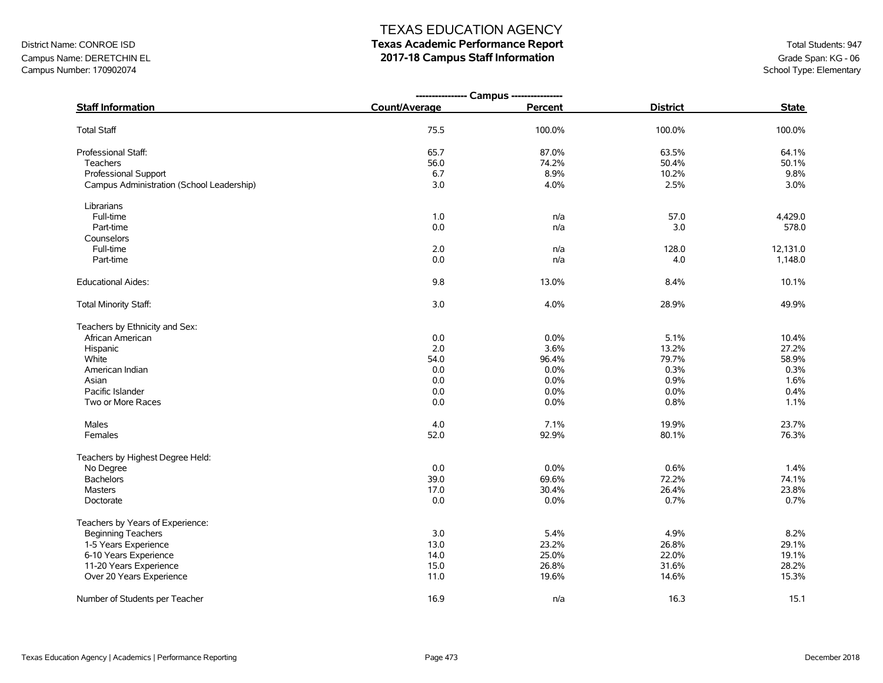District Name: CONROE ISD
Campus Name: DERETCHIN EL
Campus Number: 170902074

# TEXAS EDUCATION AGENCY
## Texas Academic Performance Report
## 2017-18 Campus Staff Information

Total Students: 947
Grade Span: KG - 06
School Type: Elementary

| Staff Information | Campus Count/Average | Campus Percent | District | State |
|---|---|---|---|---|
| Total Staff | 75.5 | 100.0% | 100.0% | 100.0% |
| Professional Staff: | 65.7 | 87.0% | 63.5% | 64.1% |
| Teachers | 56.0 | 74.2% | 50.4% | 50.1% |
| Professional Support | 6.7 | 8.9% | 10.2% | 9.8% |
| Campus Administration (School Leadership) | 3.0 | 4.0% | 2.5% | 3.0% |
| Librarians | | | | |
| Full-time | 1.0 | n/a | 57.0 | 4,429.0 |
| Part-time | 0.0 | n/a | 3.0 | 578.0 |
| Counselors | | | | |
| Full-time | 2.0 | n/a | 128.0 | 12,131.0 |
| Part-time | 0.0 | n/a | 4.0 | 1,148.0 |
| Educational Aides: | 9.8 | 13.0% | 8.4% | 10.1% |
| Total Minority Staff: | 3.0 | 4.0% | 28.9% | 49.9% |
| Teachers by Ethnicity and Sex: | | | | |
| African American | 0.0 | 0.0% | 5.1% | 10.4% |
| Hispanic | 2.0 | 3.6% | 13.2% | 27.2% |
| White | 54.0 | 96.4% | 79.7% | 58.9% |
| American Indian | 0.0 | 0.0% | 0.3% | 0.3% |
| Asian | 0.0 | 0.0% | 0.9% | 1.6% |
| Pacific Islander | 0.0 | 0.0% | 0.0% | 0.4% |
| Two or More Races | 0.0 | 0.0% | 0.8% | 1.1% |
| Males | 4.0 | 7.1% | 19.9% | 23.7% |
| Females | 52.0 | 92.9% | 80.1% | 76.3% |
| Teachers by Highest Degree Held: | | | | |
| No Degree | 0.0 | 0.0% | 0.6% | 1.4% |
| Bachelors | 39.0 | 69.6% | 72.2% | 74.1% |
| Masters | 17.0 | 30.4% | 26.4% | 23.8% |
| Doctorate | 0.0 | 0.0% | 0.7% | 0.7% |
| Teachers by Years of Experience: | | | | |
| Beginning Teachers | 3.0 | 5.4% | 4.9% | 8.2% |
| 1-5 Years Experience | 13.0 | 23.2% | 26.8% | 29.1% |
| 6-10 Years Experience | 14.0 | 25.0% | 22.0% | 19.1% |
| 11-20 Years Experience | 15.0 | 26.8% | 31.6% | 28.2% |
| Over 20 Years Experience | 11.0 | 19.6% | 14.6% | 15.3% |
| Number of Students per Teacher | 16.9 | n/a | 16.3 | 15.1 |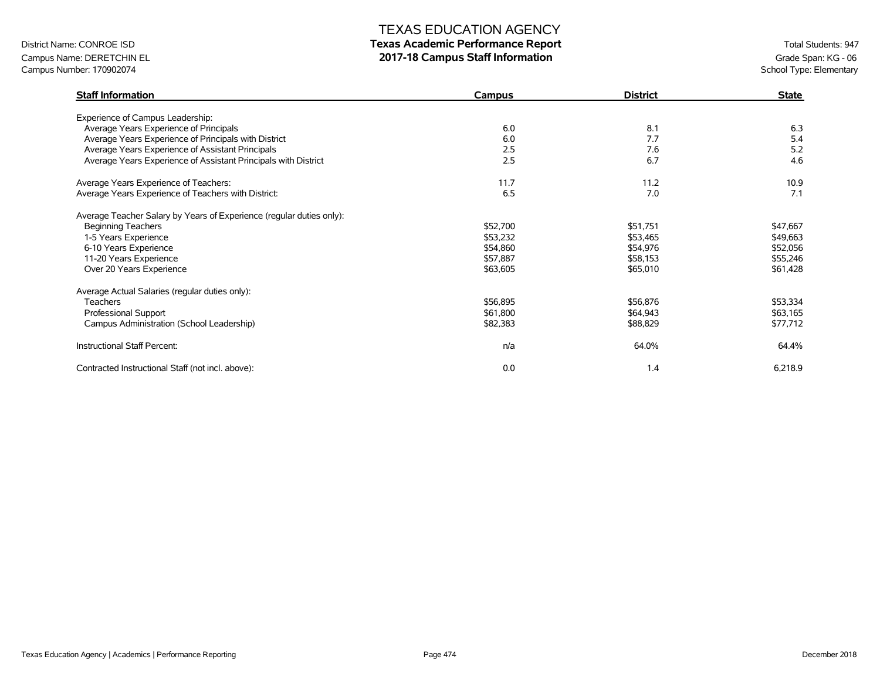# TEXAS EDUCATION AGENCY

## Texas Academic Performance Report

## 2017-18 Campus Staff Information

District Name: CONROE ISD
Campus Name: DERETCHIN EL
Campus Number: 170902074

Total Students: 947
Grade Span: KG - 06
School Type: Elementary

| Staff Information | Campus | District | State |
|---|---|---|---|
| Experience of Campus Leadership: | | | |
| Average Years Experience of Principals | 6.0 | 8.1 | 6.3 |
| Average Years Experience of Principals with District | 6.0 | 7.7 | 5.4 |
| Average Years Experience of Assistant Principals | 2.5 | 7.6 | 5.2 |
| Average Years Experience of Assistant Principals with District | 2.5 | 6.7 | 4.6 |
| Average Years Experience of Teachers: | 11.7 | 11.2 | 10.9 |
| Average Years Experience of Teachers with District: | 6.5 | 7.0 | 7.1 |
| Average Teacher Salary by Years of Experience (regular duties only): | | | |
| Beginning Teachers | $52,700 | $51,751 | $47,667 |
| 1-5 Years Experience | $53,232 | $53,465 | $49,663 |
| 6-10 Years Experience | $54,860 | $54,976 | $52,056 |
| 11-20 Years Experience | $57,887 | $58,153 | $55,246 |
| Over 20 Years Experience | $63,605 | $65,010 | $61,428 |
| Average Actual Salaries (regular duties only): | | | |
| Teachers | $56,895 | $56,876 | $53,334 |
| Professional Support | $61,800 | $64,943 | $63,165 |
| Campus Administration (School Leadership) | $82,383 | $88,829 | $77,712 |
| Instructional Staff Percent: | n/a | 64.0% | 64.4% |
| Contracted Instructional Staff (not incl. above): | 0.0 | 1.4 | 6,218.9 |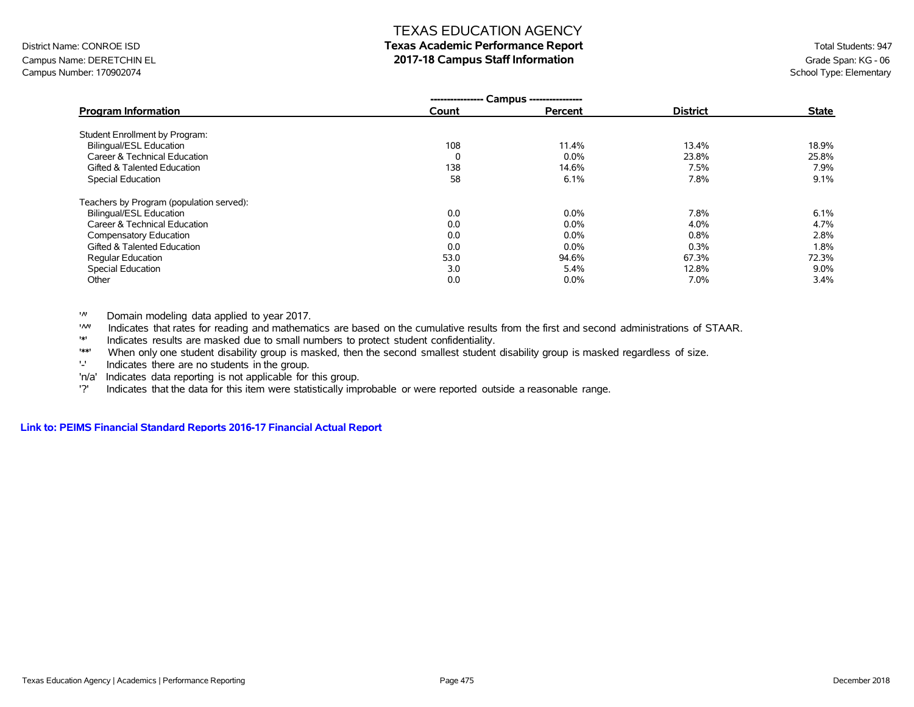# TEXAS EDUCATION AGENCY
## Texas Academic Performance Report
## 2017-18 Campus Staff Information

District Name: CONROE ISD
Campus Name: DERETCHIN EL
Campus Number: 170902074

Total Students: 947
Grade Span: KG - 06
School Type: Elementary

| Program Information | Campus Count | Campus Percent | District | State |
|---|---|---|---|---|
| Student Enrollment by Program: | | | | |
| Bilingual/ESL Education | 108 | 11.4% | 13.4% | 18.9% |
| Career & Technical Education | 0 | 0.0% | 23.8% | 25.8% |
| Gifted & Talented Education | 138 | 14.6% | 7.5% | 7.9% |
| Special Education | 58 | 6.1% | 7.8% | 9.1% |
| Teachers by Program (population served): | | | | |
| Bilingual/ESL Education | 0.0 | 0.0% | 7.8% | 6.1% |
| Career & Technical Education | 0.0 | 0.0% | 4.0% | 4.7% |
| Compensatory Education | 0.0 | 0.0% | 0.8% | 2.8% |
| Gifted & Talented Education | 0.0 | 0.0% | 0.3% | 1.8% |
| Regular Education | 53.0 | 94.6% | 67.3% | 72.3% |
| Special Education | 3.0 | 5.4% | 12.8% | 9.0% |
| Other | 0.0 | 0.0% | 7.0% | 3.4% |

'^' Domain modeling data applied to year 2017.
'^^' Indicates that rates for reading and mathematics are based on the cumulative results from the first and second administrations of STAAR.
'*' Indicates results are masked due to small numbers to protect student confidentiality.
'**' When only one student disability group is masked, then the second smallest student disability group is masked regardless of size.
'-' Indicates there are no students in the group.
'n/a' Indicates data reporting is not applicable for this group.
'?' Indicates that the data for this item were statistically improbable or were reported outside a reasonable range.

**Link to: PEIMS Financial Standard Reports 2016-17 Financial Actual Report**